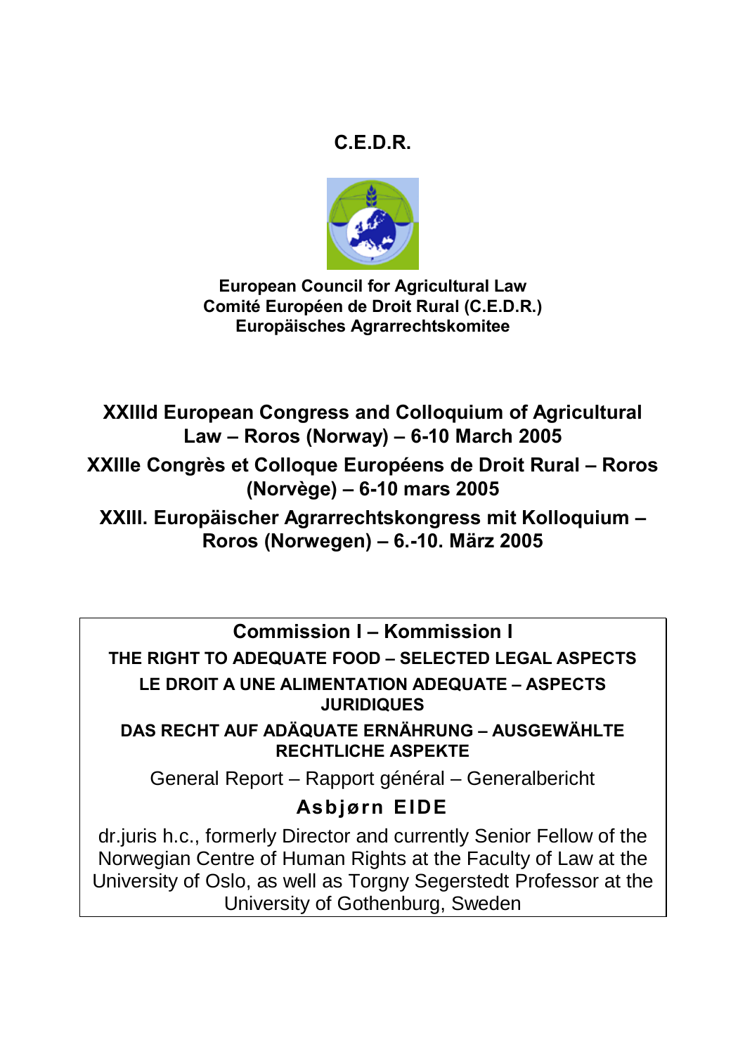# C.E.D.R.

**European Council for Agricultural Law**
**Comité Européen de Droit Rural (C.E.D.R.)**
**Europäisches Agrarrechtskomitee**

## XXIIId European Congress and Colloquium of Agricultural Law – Roros (Norway) – 6-10 March 2005

## XXIIIe Congrès et Colloque Européens de Droit Rural – Roros (Norvège) – 6-10 mars 2005

## XXIII. Europäischer Agrarrechtskongress mit Kolloquium – Roros (Norwegen) – 6.-10. März 2005

**Commission I – Kommission I**

**THE RIGHT TO ADEQUATE FOOD – SELECTED LEGAL ASPECTS**

**LE DROIT A UNE ALIMENTATION ADEQUATE – ASPECTS JURIDIQUES**

**DAS RECHT AUF ADÄQUATE ERNÄHRUNG – AUSGEWÄHLTE RECHTLICHE ASPEKTE**

General Report – Rapport général – Generalbericht

**Asbjørn EIDE**

dr.juris h.c., formerly Director and currently Senior Fellow of the Norwegian Centre of Human Rights at the Faculty of Law at the University of Oslo, as well as Torgny Segerstedt Professor at the University of Gothenburg, Sweden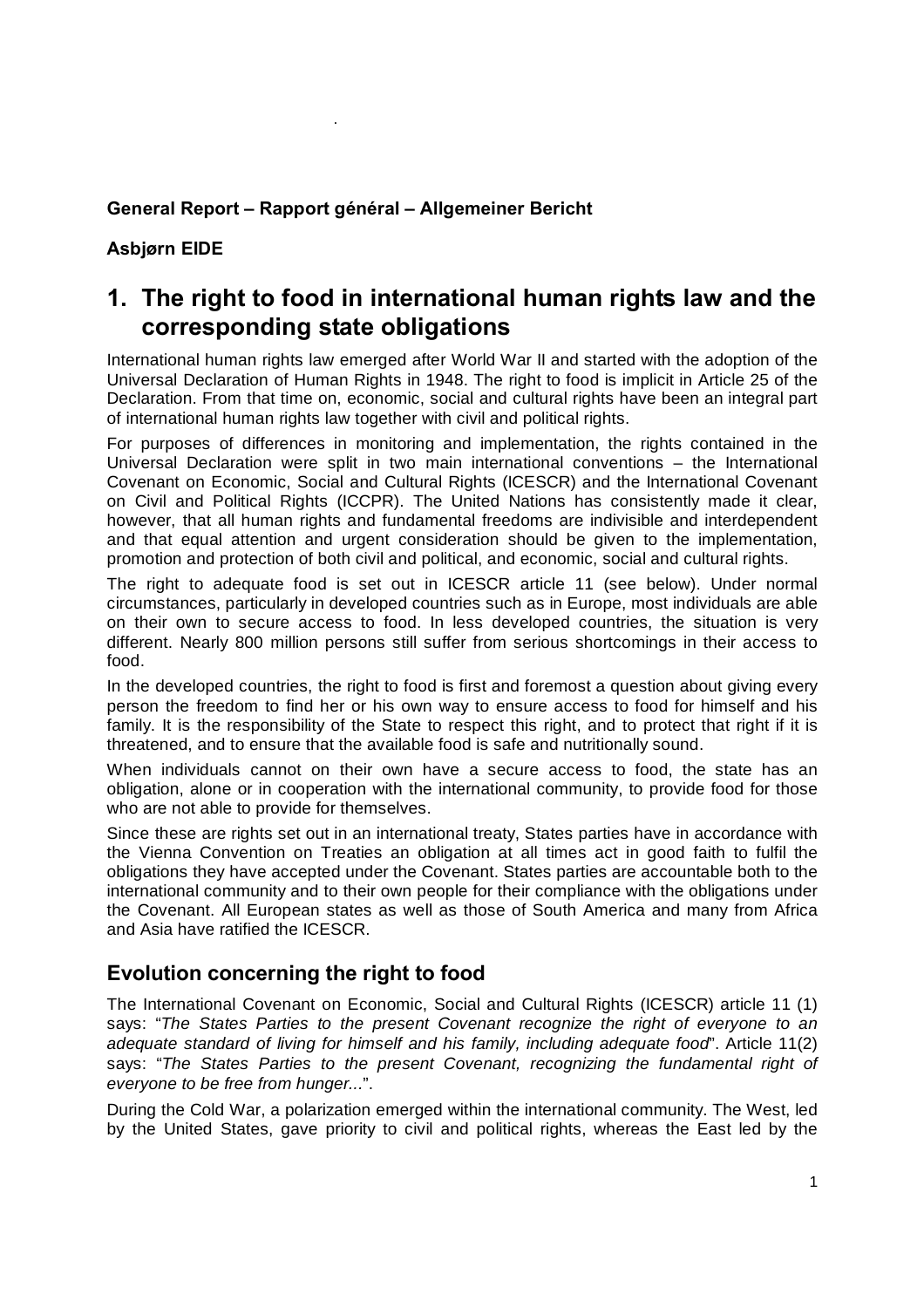**General Report – Rapport général – Allgemeiner Bericht**

**Asbjørn EIDE**

# 1. The right to food in international human rights law and the corresponding state obligations

International human rights law emerged after World War II and started with the adoption of the Universal Declaration of Human Rights in 1948. The right to food is implicit in Article 25 of the Declaration. From that time on, economic, social and cultural rights have been an integral part of international human rights law together with civil and political rights.

For purposes of differences in monitoring and implementation, the rights contained in the Universal Declaration were split in two main international conventions – the International Covenant on Economic, Social and Cultural Rights (ICESCR) and the International Covenant on Civil and Political Rights (ICCPR). The United Nations has consistently made it clear, however, that all human rights and fundamental freedoms are indivisible and interdependent and that equal attention and urgent consideration should be given to the implementation, promotion and protection of both civil and political, and economic, social and cultural rights.

The right to adequate food is set out in ICESCR article 11 (see below). Under normal circumstances, particularly in developed countries such as in Europe, most individuals are able on their own to secure access to food. In less developed countries, the situation is very different. Nearly 800 million persons still suffer from serious shortcomings in their access to food.

In the developed countries, the right to food is first and foremost a question about giving every person the freedom to find her or his own way to ensure access to food for himself and his family. It is the responsibility of the State to respect this right, and to protect that right if it is threatened, and to ensure that the available food is safe and nutritionally sound.

When individuals cannot on their own have a secure access to food, the state has an obligation, alone or in cooperation with the international community, to provide food for those who are not able to provide for themselves.

Since these are rights set out in an international treaty, States parties have in accordance with the Vienna Convention on Treaties an obligation at all times act in good faith to fulfil the obligations they have accepted under the Covenant. States parties are accountable both to the international community and to their own people for their compliance with the obligations under the Covenant. All European states as well as those of South America and many from Africa and Asia have ratified the ICESCR.

## Evolution concerning the right to food

The International Covenant on Economic, Social and Cultural Rights (ICESCR) article 11 (1) says: "*The States Parties to the present Covenant recognize the right of everyone to an adequate standard of living for himself and his family, including adequate food*". Article 11(2) says: "*The States Parties to the present Covenant, recognizing the fundamental right of everyone to be free from hunger...*".

During the Cold War, a polarization emerged within the international community. The West, led by the United States, gave priority to civil and political rights, whereas the East led by the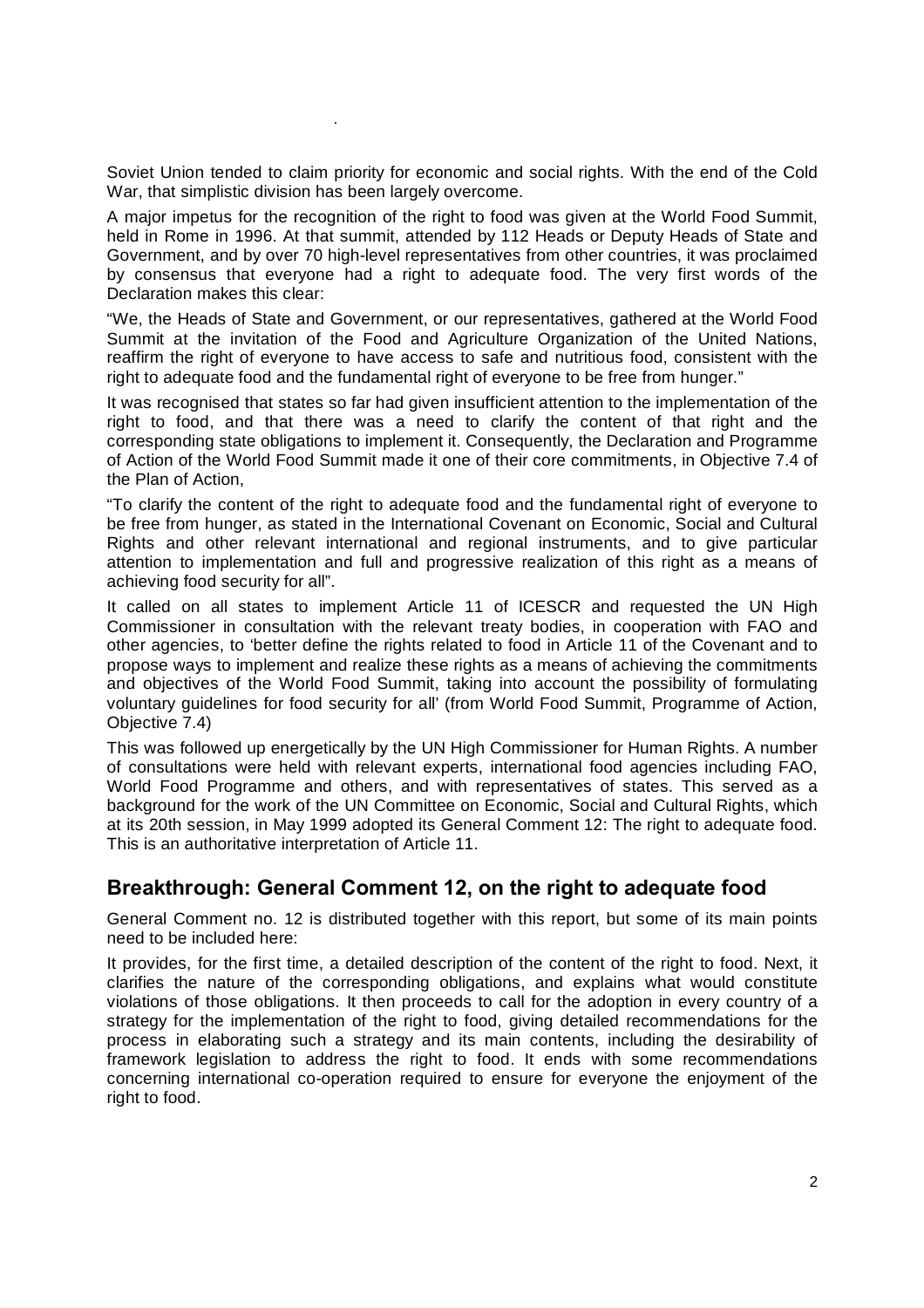Soviet Union tended to claim priority for economic and social rights. With the end of the Cold War, that simplistic division has been largely overcome.

A major impetus for the recognition of the right to food was given at the World Food Summit, held in Rome in 1996. At that summit, attended by 112 Heads or Deputy Heads of State and Government, and by over 70 high-level representatives from other countries, it was proclaimed by consensus that everyone had a right to adequate food. The very first words of the Declaration makes this clear:

"We, the Heads of State and Government, or our representatives, gathered at the World Food Summit at the invitation of the Food and Agriculture Organization of the United Nations, reaffirm the right of everyone to have access to safe and nutritious food, consistent with the right to adequate food and the fundamental right of everyone to be free from hunger."

It was recognised that states so far had given insufficient attention to the implementation of the right to food, and that there was a need to clarify the content of that right and the corresponding state obligations to implement it. Consequently, the Declaration and Programme of Action of the World Food Summit made it one of their core commitments, in Objective 7.4 of the Plan of Action,

"To clarify the content of the right to adequate food and the fundamental right of everyone to be free from hunger, as stated in the International Covenant on Economic, Social and Cultural Rights and other relevant international and regional instruments, and to give particular attention to implementation and full and progressive realization of this right as a means of achieving food security for all".

It called on all states to implement Article 11 of ICESCR and requested the UN High Commissioner in consultation with the relevant treaty bodies, in cooperation with FAO and other agencies, to 'better define the rights related to food in Article 11 of the Covenant and to propose ways to implement and realize these rights as a means of achieving the commitments and objectives of the World Food Summit, taking into account the possibility of formulating voluntary guidelines for food security for all' (from World Food Summit, Programme of Action, Objective 7.4)

This was followed up energetically by the UN High Commissioner for Human Rights. A number of consultations were held with relevant experts, international food agencies including FAO, World Food Programme and others, and with representatives of states. This served as a background for the work of the UN Committee on Economic, Social and Cultural Rights, which at its 20th session, in May 1999 adopted its General Comment 12: The right to adequate food. This is an authoritative interpretation of Article 11.

## Breakthrough: General Comment 12, on the right to adequate food

General Comment no. 12 is distributed together with this report, but some of its main points need to be included here:

It provides, for the first time, a detailed description of the content of the right to food. Next, it clarifies the nature of the corresponding obligations, and explains what would constitute violations of those obligations. It then proceeds to call for the adoption in every country of a strategy for the implementation of the right to food, giving detailed recommendations for the process in elaborating such a strategy and its main contents, including the desirability of framework legislation to address the right to food. It ends with some recommendations concerning international co-operation required to ensure for everyone the enjoyment of the right to food.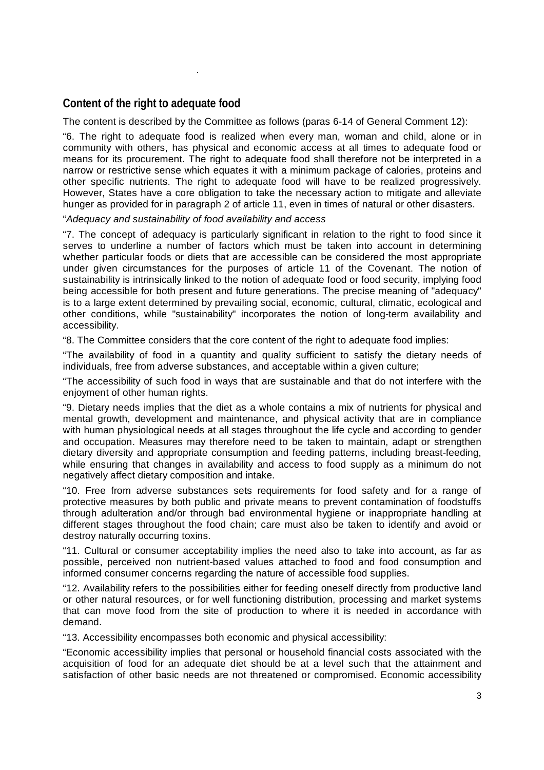## Content of the right to adequate food

The content is described by the Committee as follows (paras 6-14 of General Comment 12):

“6. The right to adequate food is realized when every man, woman and child, alone or in community with others, has physical and economic access at all times to adequate food or means for its procurement. The right to adequate food shall therefore not be interpreted in a narrow or restrictive sense which equates it with a minimum package of calories, proteins and other specific nutrients. The right to adequate food will have to be realized progressively. However, States have a core obligation to take the necessary action to mitigate and alleviate hunger as provided for in paragraph 2 of article 11, even in times of natural or other disasters.

“*Adequacy and sustainability of food availability and access*

“7. The concept of adequacy is particularly significant in relation to the right to food since it serves to underline a number of factors which must be taken into account in determining whether particular foods or diets that are accessible can be considered the most appropriate under given circumstances for the purposes of article 11 of the Covenant. The notion of sustainability is intrinsically linked to the notion of adequate food or food security, implying food being accessible for both present and future generations. The precise meaning of "adequacy" is to a large extent determined by prevailing social, economic, cultural, climatic, ecological and other conditions, while "sustainability" incorporates the notion of long-term availability and accessibility.

“8. The Committee considers that the core content of the right to adequate food implies:

“The availability of food in a quantity and quality sufficient to satisfy the dietary needs of individuals, free from adverse substances, and acceptable within a given culture;

“The accessibility of such food in ways that are sustainable and that do not interfere with the enjoyment of other human rights.

“9. Dietary needs implies that the diet as a whole contains a mix of nutrients for physical and mental growth, development and maintenance, and physical activity that are in compliance with human physiological needs at all stages throughout the life cycle and according to gender and occupation. Measures may therefore need to be taken to maintain, adapt or strengthen dietary diversity and appropriate consumption and feeding patterns, including breast-feeding, while ensuring that changes in availability and access to food supply as a minimum do not negatively affect dietary composition and intake.

“10. Free from adverse substances sets requirements for food safety and for a range of protective measures by both public and private means to prevent contamination of foodstuffs through adulteration and/or through bad environmental hygiene or inappropriate handling at different stages throughout the food chain; care must also be taken to identify and avoid or destroy naturally occurring toxins.

“11. Cultural or consumer acceptability implies the need also to take into account, as far as possible, perceived non nutrient-based values attached to food and food consumption and informed consumer concerns regarding the nature of accessible food supplies.

“12. Availability refers to the possibilities either for feeding oneself directly from productive land or other natural resources, or for well functioning distribution, processing and market systems that can move food from the site of production to where it is needed in accordance with demand.

“13. Accessibility encompasses both economic and physical accessibility:

“Economic accessibility implies that personal or household financial costs associated with the acquisition of food for an adequate diet should be at a level such that the attainment and satisfaction of other basic needs are not threatened or compromised. Economic accessibility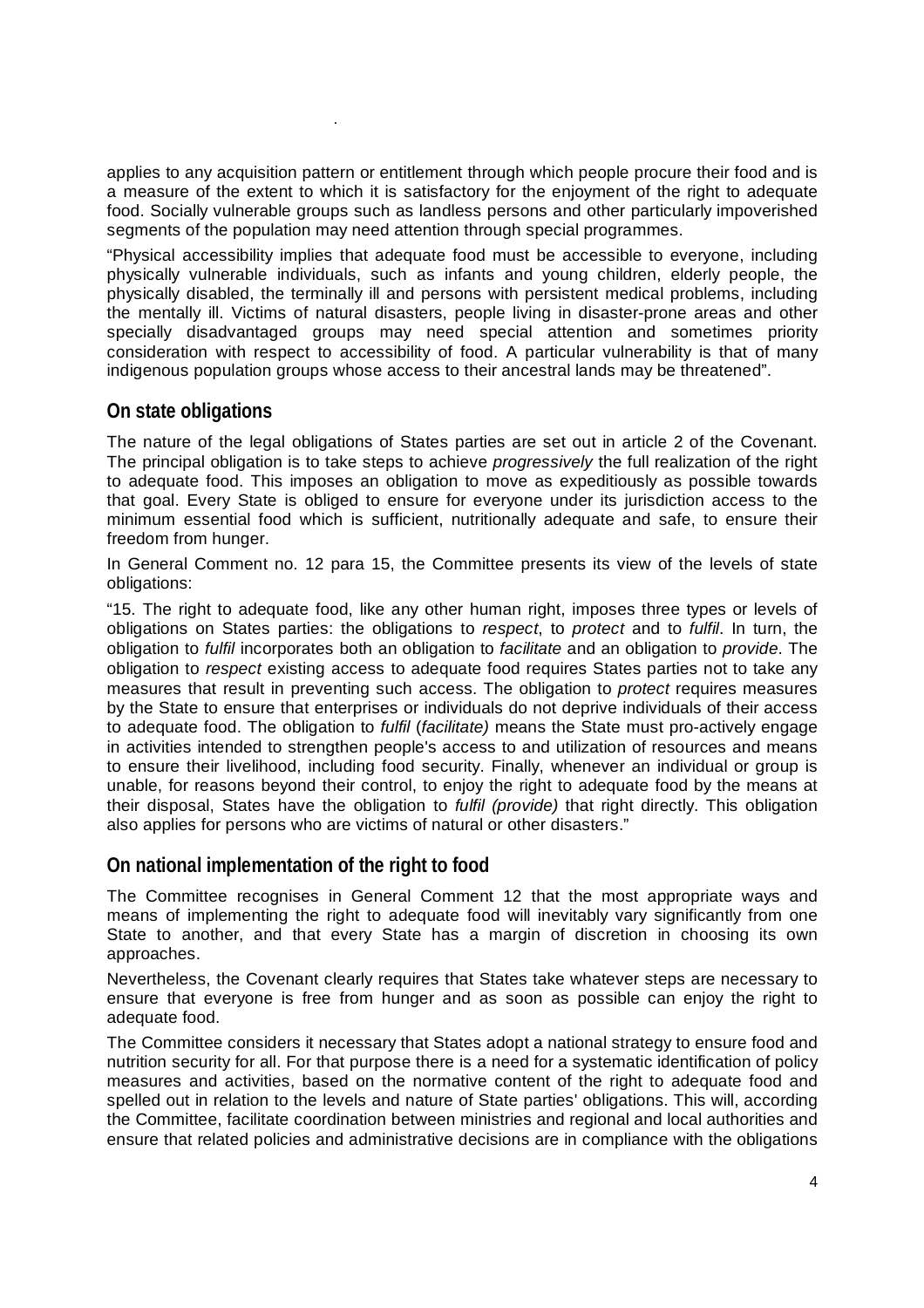applies to any acquisition pattern or entitlement through which people procure their food and is a measure of the extent to which it is satisfactory for the enjoyment of the right to adequate food. Socially vulnerable groups such as landless persons and other particularly impoverished segments of the population may need attention through special programmes.

"Physical accessibility implies that adequate food must be accessible to everyone, including physically vulnerable individuals, such as infants and young children, elderly people, the physically disabled, the terminally ill and persons with persistent medical problems, including the mentally ill. Victims of natural disasters, people living in disaster-prone areas and other specially disadvantaged groups may need special attention and sometimes priority consideration with respect to accessibility of food. A particular vulnerability is that of many indigenous population groups whose access to their ancestral lands may be threatened".

## On state obligations

The nature of the legal obligations of States parties are set out in article 2 of the Covenant. The principal obligation is to take steps to achieve *progressively* the full realization of the right to adequate food. This imposes an obligation to move as expeditiously as possible towards that goal. Every State is obliged to ensure for everyone under its jurisdiction access to the minimum essential food which is sufficient, nutritionally adequate and safe, to ensure their freedom from hunger.

In General Comment no. 12 para 15, the Committee presents its view of the levels of state obligations:

"15. The right to adequate food, like any other human right, imposes three types or levels of obligations on States parties: the obligations to *respect*, to *protect* and to *fulfil*. In turn, the obligation to *fulfil* incorporates both an obligation to *facilitate* and an obligation to *provide*. The obligation to *respect* existing access to adequate food requires States parties not to take any measures that result in preventing such access. The obligation to *protect* requires measures by the State to ensure that enterprises or individuals do not deprive individuals of their access to adequate food. The obligation to *fulfil* (*facilitate)* means the State must pro-actively engage in activities intended to strengthen people's access to and utilization of resources and means to ensure their livelihood, including food security. Finally, whenever an individual or group is unable, for reasons beyond their control, to enjoy the right to adequate food by the means at their disposal, States have the obligation to *fulfil (provide)* that right directly. This obligation also applies for persons who are victims of natural or other disasters."

## On national implementation of the right to food

The Committee recognises in General Comment 12 that the most appropriate ways and means of implementing the right to adequate food will inevitably vary significantly from one State to another, and that every State has a margin of discretion in choosing its own approaches.

Nevertheless, the Covenant clearly requires that States take whatever steps are necessary to ensure that everyone is free from hunger and as soon as possible can enjoy the right to adequate food.

The Committee considers it necessary that States adopt a national strategy to ensure food and nutrition security for all. For that purpose there is a need for a systematic identification of policy measures and activities, based on the normative content of the right to adequate food and spelled out in relation to the levels and nature of State parties' obligations. This will, according the Committee, facilitate coordination between ministries and regional and local authorities and ensure that related policies and administrative decisions are in compliance with the obligations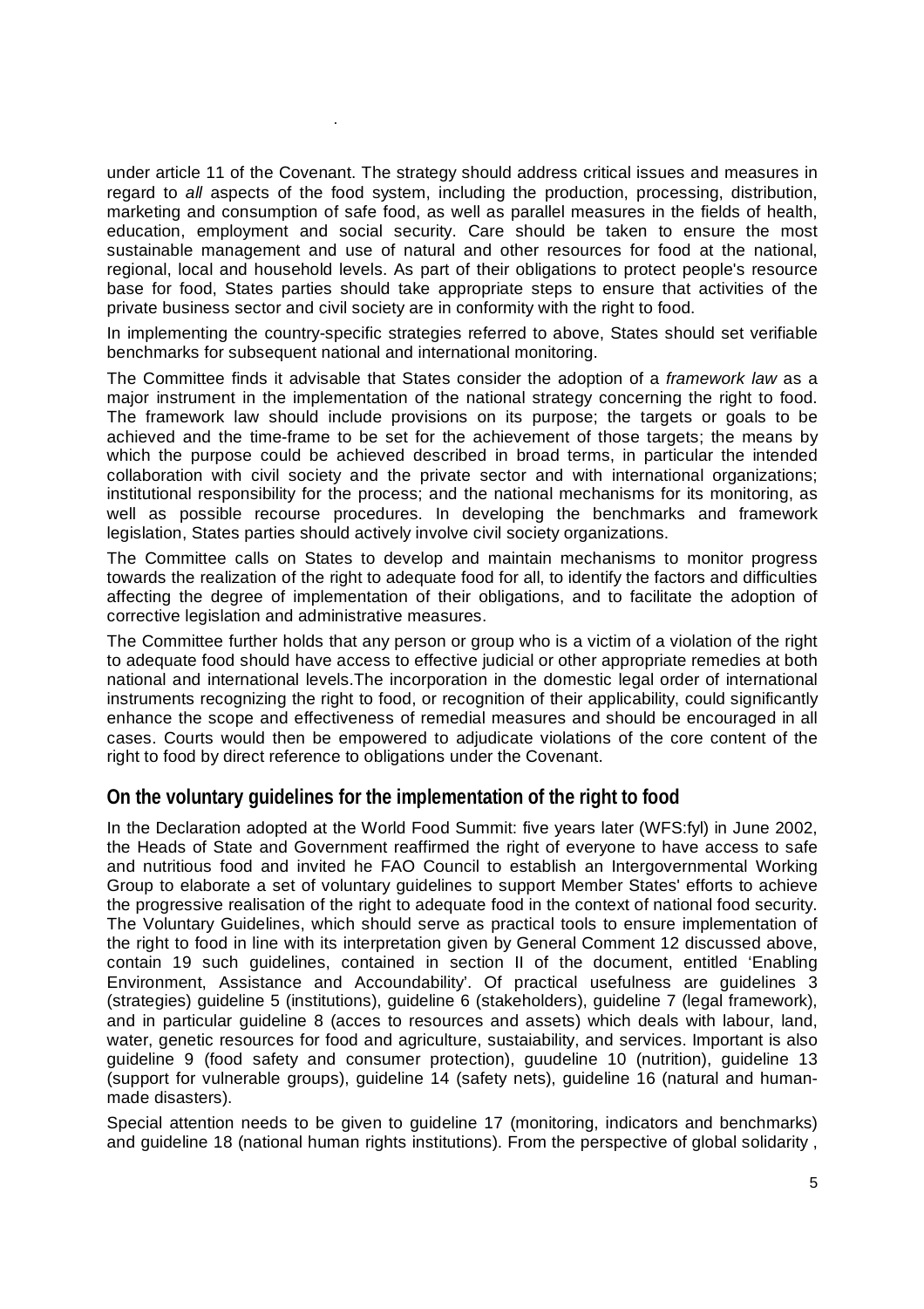under article 11 of the Covenant. The strategy should address critical issues and measures in regard to *all* aspects of the food system, including the production, processing, distribution, marketing and consumption of safe food, as well as parallel measures in the fields of health, education, employment and social security. Care should be taken to ensure the most sustainable management and use of natural and other resources for food at the national, regional, local and household levels. As part of their obligations to protect people's resource base for food, States parties should take appropriate steps to ensure that activities of the private business sector and civil society are in conformity with the right to food.

In implementing the country-specific strategies referred to above, States should set verifiable benchmarks for subsequent national and international monitoring.

The Committee finds it advisable that States consider the adoption of a *framework law* as a major instrument in the implementation of the national strategy concerning the right to food. The framework law should include provisions on its purpose; the targets or goals to be achieved and the time-frame to be set for the achievement of those targets; the means by which the purpose could be achieved described in broad terms, in particular the intended collaboration with civil society and the private sector and with international organizations; institutional responsibility for the process; and the national mechanisms for its monitoring, as well as possible recourse procedures. In developing the benchmarks and framework legislation, States parties should actively involve civil society organizations.

The Committee calls on States to develop and maintain mechanisms to monitor progress towards the realization of the right to adequate food for all, to identify the factors and difficulties affecting the degree of implementation of their obligations, and to facilitate the adoption of corrective legislation and administrative measures.

The Committee further holds that any person or group who is a victim of a violation of the right to adequate food should have access to effective judicial or other appropriate remedies at both national and international levels.The incorporation in the domestic legal order of international instruments recognizing the right to food, or recognition of their applicability, could significantly enhance the scope and effectiveness of remedial measures and should be encouraged in all cases. Courts would then be empowered to adjudicate violations of the core content of the right to food by direct reference to obligations under the Covenant.

## On the voluntary guidelines for the implementation of the right to food

In the Declaration adopted at the World Food Summit: five years later (WFS:fyl) in June 2002, the Heads of State and Government reaffirmed the right of everyone to have access to safe and nutritious food and invited he FAO Council to establish an Intergovernmental Working Group to elaborate a set of voluntary guidelines to support Member States' efforts to achieve the progressive realisation of the right to adequate food in the context of national food security. The Voluntary Guidelines, which should serve as practical tools to ensure implementation of the right to food in line with its interpretation given by General Comment 12 discussed above, contain 19 such guidelines, contained in section II of the document, entitled 'Enabling Environment, Assistance and Accoundability'. Of practical usefulness are guidelines 3 (strategies) guideline 5 (institutions), guideline 6 (stakeholders), guideline 7 (legal framework), and in particular guideline 8 (acces to resources and assets) which deals with labour, land, water, genetic resources for food and agriculture, sustaiability, and services. Important is also guideline 9 (food safety and consumer protection), guudeline 10 (nutrition), guideline 13 (support for vulnerable groups), guideline 14 (safety nets), guideline 16 (natural and human-made disasters).

Special attention needs to be given to guideline 17 (monitoring, indicators and benchmarks) and guideline 18 (national human rights institutions). From the perspective of global solidarity ,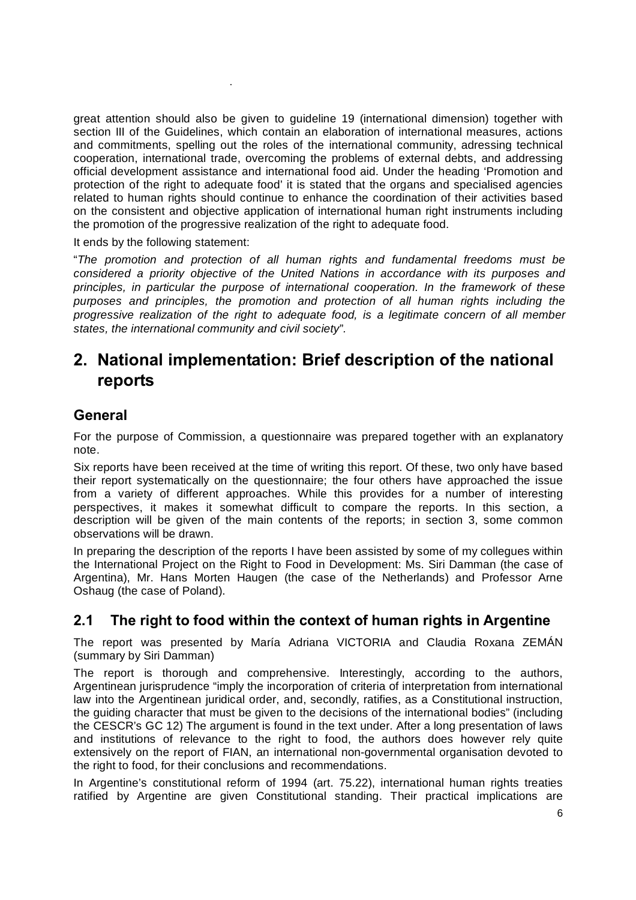great attention should also be given to guideline 19 (international dimension) together with section III of the Guidelines, which contain an elaboration of international measures, actions and commitments, spelling out the roles of the international community, adressing technical cooperation, international trade, overcoming the problems of external debts, and addressing official development assistance and international food aid. Under the heading 'Promotion and protection of the right to adequate food' it is stated that the organs and specialised agencies related to human rights should continue to enhance the coordination of their activities based on the consistent and objective application of international human right instruments including the promotion of the progressive realization of the right to adequate food.

It ends by the following statement:

"*The promotion and protection of all human rights and fundamental freedoms must be considered a priority objective of the United Nations in accordance with its purposes and principles, in particular the purpose of international cooperation. In the framework of these purposes and principles, the promotion and protection of all human rights including the progressive realization of the right to adequate food, is a legitimate concern of all member states, the international community and civil society*".

# 2. National implementation: Brief description of the national reports

## General

For the purpose of Commission, a questionnaire was prepared together with an explanatory note.

Six reports have been received at the time of writing this report. Of these, two only have based their report systematically on the questionnaire; the four others have approached the issue from a variety of different approaches. While this provides for a number of interesting perspectives, it makes it somewhat difficult to compare the reports. In this section, a description will be given of the main contents of the reports; in section 3, some common observations will be drawn.

In preparing the description of the reports I have been assisted by some of my collegues within the International Project on the Right to Food in Development: Ms. Siri Damman (the case of Argentina), Mr. Hans Morten Haugen (the case of the Netherlands) and Professor Arne Oshaug (the case of Poland).

## 2.1 The right to food within the context of human rights in Argentine

The report was presented by María Adriana VICTORIA and Claudia Roxana ZEMÁN (summary by Siri Damman)

The report is thorough and comprehensive. Interestingly, according to the authors, Argentinean jurisprudence "imply the incorporation of criteria of interpretation from international law into the Argentinean juridical order, and, secondly, ratifies, as a Constitutional instruction, the guiding character that must be given to the decisions of the international bodies" (including the CESCR's GC 12) The argument is found in the text under. After a long presentation of laws and institutions of relevance to the right to food, the authors does however rely quite extensively on the report of FIAN, an international non-governmental organisation devoted to the right to food, for their conclusions and recommendations.

In Argentine's constitutional reform of 1994 (art. 75.22), international human rights treaties ratified by Argentine are given Constitutional standing. Their practical implications are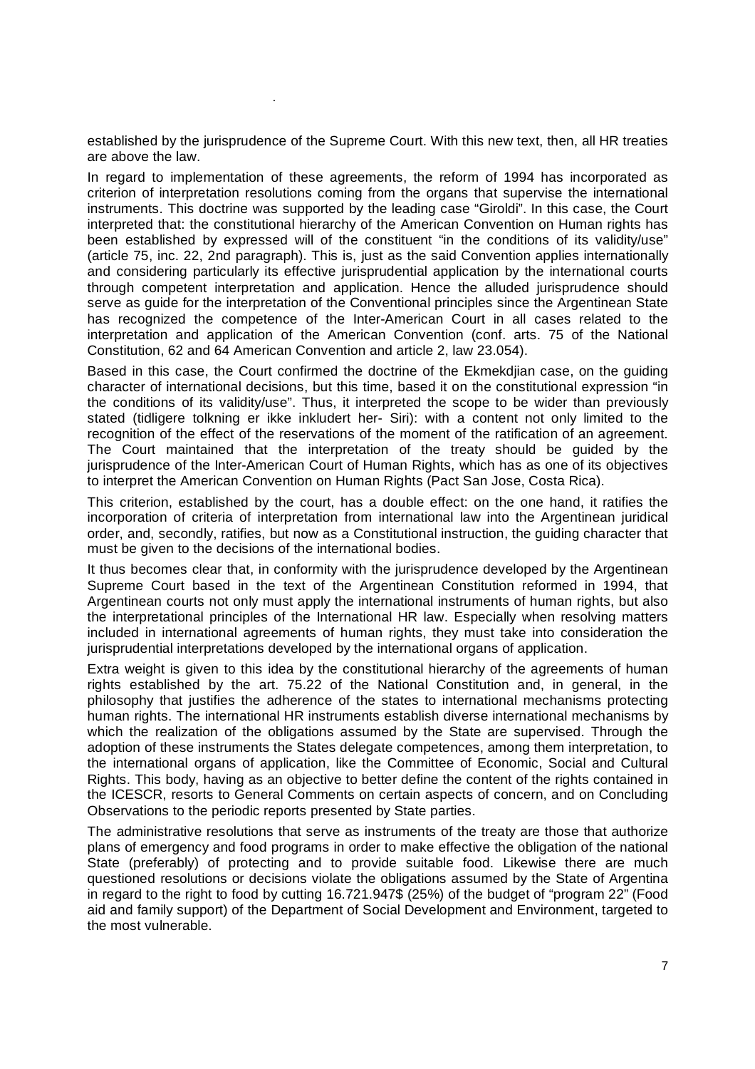established by the jurisprudence of the Supreme Court. With this new text, then, all HR treaties are above the law.

In regard to implementation of these agreements, the reform of 1994 has incorporated as criterion of interpretation resolutions coming from the organs that supervise the international instruments. This doctrine was supported by the leading case "Giroldi". In this case, the Court interpreted that: the constitutional hierarchy of the American Convention on Human rights has been established by expressed will of the constituent "in the conditions of its validity/use" (article 75, inc. 22, 2nd paragraph). This is, just as the said Convention applies internationally and considering particularly its effective jurisprudential application by the international courts through competent interpretation and application. Hence the alluded jurisprudence should serve as guide for the interpretation of the Conventional principles since the Argentinean State has recognized the competence of the Inter-American Court in all cases related to the interpretation and application of the American Convention (conf. arts. 75 of the National Constitution, 62 and 64 American Convention and article 2, law 23.054).

Based in this case, the Court confirmed the doctrine of the Ekmekdjian case, on the guiding character of international decisions, but this time, based it on the constitutional expression "in the conditions of its validity/use". Thus, it interpreted the scope to be wider than previously stated (tidligere tolkning er ikke inkludert her- Siri): with a content not only limited to the recognition of the effect of the reservations of the moment of the ratification of an agreement. The Court maintained that the interpretation of the treaty should be guided by the jurisprudence of the Inter-American Court of Human Rights, which has as one of its objectives to interpret the American Convention on Human Rights (Pact San Jose, Costa Rica).

This criterion, established by the court, has a double effect: on the one hand, it ratifies the incorporation of criteria of interpretation from international law into the Argentinean juridical order, and, secondly, ratifies, but now as a Constitutional instruction, the guiding character that must be given to the decisions of the international bodies.

It thus becomes clear that, in conformity with the jurisprudence developed by the Argentinean Supreme Court based in the text of the Argentinean Constitution reformed in 1994, that Argentinean courts not only must apply the international instruments of human rights, but also the interpretational principles of the International HR law. Especially when resolving matters included in international agreements of human rights, they must take into consideration the jurisprudential interpretations developed by the international organs of application.

Extra weight is given to this idea by the constitutional hierarchy of the agreements of human rights established by the art. 75.22 of the National Constitution and, in general, in the philosophy that justifies the adherence of the states to international mechanisms protecting human rights. The international HR instruments establish diverse international mechanisms by which the realization of the obligations assumed by the State are supervised. Through the adoption of these instruments the States delegate competences, among them interpretation, to the international organs of application, like the Committee of Economic, Social and Cultural Rights. This body, having as an objective to better define the content of the rights contained in the ICESCR, resorts to General Comments on certain aspects of concern, and on Concluding Observations to the periodic reports presented by State parties.

The administrative resolutions that serve as instruments of the treaty are those that authorize plans of emergency and food programs in order to make effective the obligation of the national State (preferably) of protecting and to provide suitable food. Likewise there are much questioned resolutions or decisions violate the obligations assumed by the State of Argentina in regard to the right to food by cutting 16.721.947$ (25%) of the budget of "program 22" (Food aid and family support) of the Department of Social Development and Environment, targeted to the most vulnerable.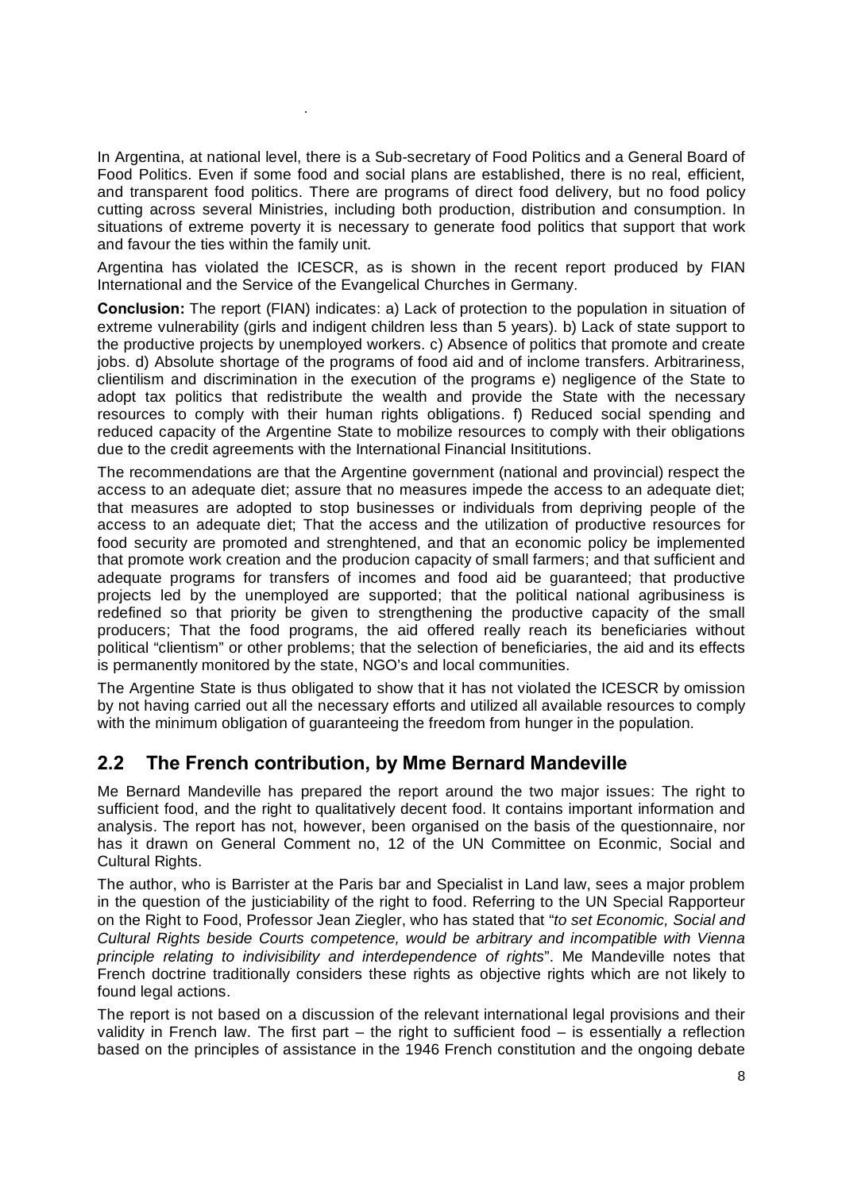In Argentina, at national level, there is a Sub-secretary of Food Politics and a General Board of Food Politics. Even if some food and social plans are established, there is no real, efficient, and transparent food politics. There are programs of direct food delivery, but no food policy cutting across several Ministries, including both production, distribution and consumption. In situations of extreme poverty it is necessary to generate food politics that support that work and favour the ties within the family unit.

Argentina has violated the ICESCR, as is shown in the recent report produced by FIAN International and the Service of the Evangelical Churches in Germany.

**Conclusion:** The report (FIAN) indicates: a) Lack of protection to the population in situation of extreme vulnerability (girls and indigent children less than 5 years). b) Lack of state support to the productive projects by unemployed workers. c) Absence of politics that promote and create jobs. d) Absolute shortage of the programs of food aid and of inclome transfers. Arbitrariness, clientilism and discrimination in the execution of the programs e) negligence of the State to adopt tax politics that redistribute the wealth and provide the State with the necessary resources to comply with their human rights obligations. f) Reduced social spending and reduced capacity of the Argentine State to mobilize resources to comply with their obligations due to the credit agreements with the International Financial Insititutions.

The recommendations are that the Argentine government (national and provincial) respect the access to an adequate diet; assure that no measures impede the access to an adequate diet; that measures are adopted to stop businesses or individuals from depriving people of the access to an adequate diet; That the access and the utilization of productive resources for food security are promoted and strenghtened, and that an economic policy be implemented that promote work creation and the producion capacity of small farmers; and that sufficient and adequate programs for transfers of incomes and food aid be guaranteed; that productive projects led by the unemployed are supported; that the political national agribusiness is redefined so that priority be given to strengthening the productive capacity of the small producers; That the food programs, the aid offered really reach its beneficiaries without political "clientism" or other problems; that the selection of beneficiaries, the aid and its effects is permanently monitored by the state, NGO's and local communities.

The Argentine State is thus obligated to show that it has not violated the ICESCR by omission by not having carried out all the necessary efforts and utilized all available resources to comply with the minimum obligation of guaranteeing the freedom from hunger in the population.

## 2.2 The French contribution, by Mme Bernard Mandeville

Me Bernard Mandeville has prepared the report around the two major issues: The right to sufficient food, and the right to qualitatively decent food. It contains important information and analysis. The report has not, however, been organised on the basis of the questionnaire, nor has it drawn on General Comment no, 12 of the UN Committee on Econmic, Social and Cultural Rights.

The author, who is Barrister at the Paris bar and Specialist in Land law, sees a major problem in the question of the justiciability of the right to food. Referring to the UN Special Rapporteur on the Right to Food, Professor Jean Ziegler, who has stated that "*to set Economic, Social and Cultural Rights beside Courts competence, would be arbitrary and incompatible with Vienna principle relating to indivisibility and interdependence of rights*". Me Mandeville notes that French doctrine traditionally considers these rights as objective rights which are not likely to found legal actions.

The report is not based on a discussion of the relevant international legal provisions and their validity in French law. The first part – the right to sufficient food – is essentially a reflection based on the principles of assistance in the 1946 French constitution and the ongoing debate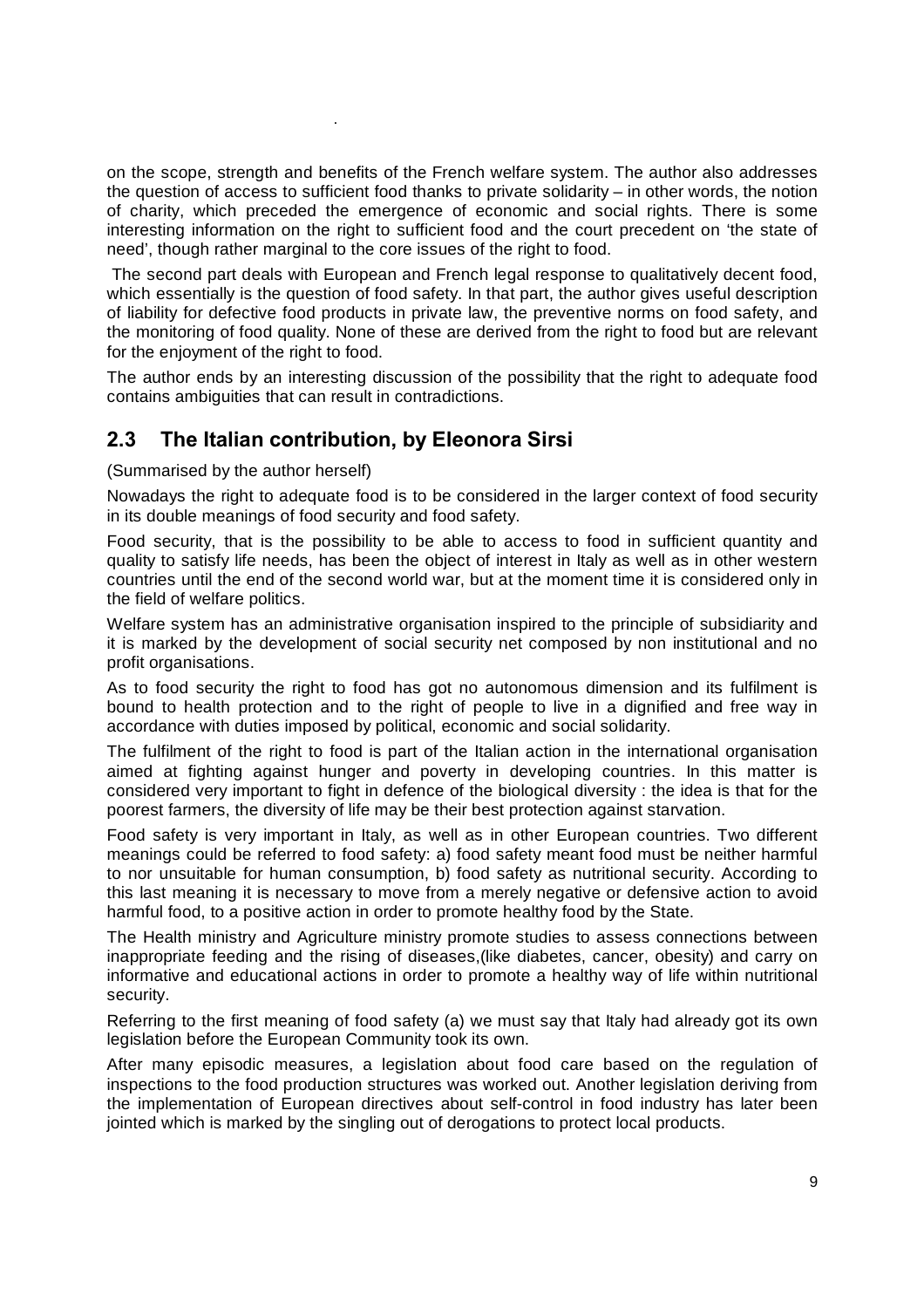on the scope, strength and benefits of the French welfare system. The author also addresses the question of access to sufficient food thanks to private solidarity – in other words, the notion of charity, which preceded the emergence of economic and social rights. There is some interesting information on the right to sufficient food and the court precedent on 'the state of need', though rather marginal to the core issues of the right to food.

The second part deals with European and French legal response to qualitatively decent food, which essentially is the question of food safety. In that part, the author gives useful description of liability for defective food products in private law, the preventive norms on food safety, and the monitoring of food quality. None of these are derived from the right to food but are relevant for the enjoyment of the right to food.

The author ends by an interesting discussion of the possibility that the right to adequate food contains ambiguities that can result in contradictions.

## 2.3 The Italian contribution, by Eleonora Sirsi

(Summarised by the author herself)

Nowadays the right to adequate food is to be considered in the larger context of food security in its double meanings of food security and food safety.

Food security, that is the possibility to be able to access to food in sufficient quantity and quality to satisfy life needs, has been the object of interest in Italy as well as in other western countries until the end of the second world war, but at the moment time it is considered only in the field of welfare politics.

Welfare system has an administrative organisation inspired to the principle of subsidiarity and it is marked by the development of social security net composed by non institutional and no profit organisations.

As to food security the right to food has got no autonomous dimension and its fulfilment is bound to health protection and to the right of people to live in a dignified and free way in accordance with duties imposed by political, economic and social solidarity.

The fulfilment of the right to food is part of the Italian action in the international organisation aimed at fighting against hunger and poverty in developing countries. In this matter is considered very important to fight in defence of the biological diversity : the idea is that for the poorest farmers, the diversity of life may be their best protection against starvation.

Food safety is very important in Italy, as well as in other European countries. Two different meanings could be referred to food safety: a) food safety meant food must be neither harmful to nor unsuitable for human consumption, b) food safety as nutritional security. According to this last meaning it is necessary to move from a merely negative or defensive action to avoid harmful food, to a positive action in order to promote healthy food by the State.

The Health ministry and Agriculture ministry promote studies to assess connections between inappropriate feeding and the rising of diseases,(like diabetes, cancer, obesity) and carry on informative and educational actions in order to promote a healthy way of life within nutritional security.

Referring to the first meaning of food safety (a) we must say that Italy had already got its own legislation before the European Community took its own.

After many episodic measures, a legislation about food care based on the regulation of inspections to the food production structures was worked out. Another legislation deriving from the implementation of European directives about self-control in food industry has later been jointed which is marked by the singling out of derogations to protect local products.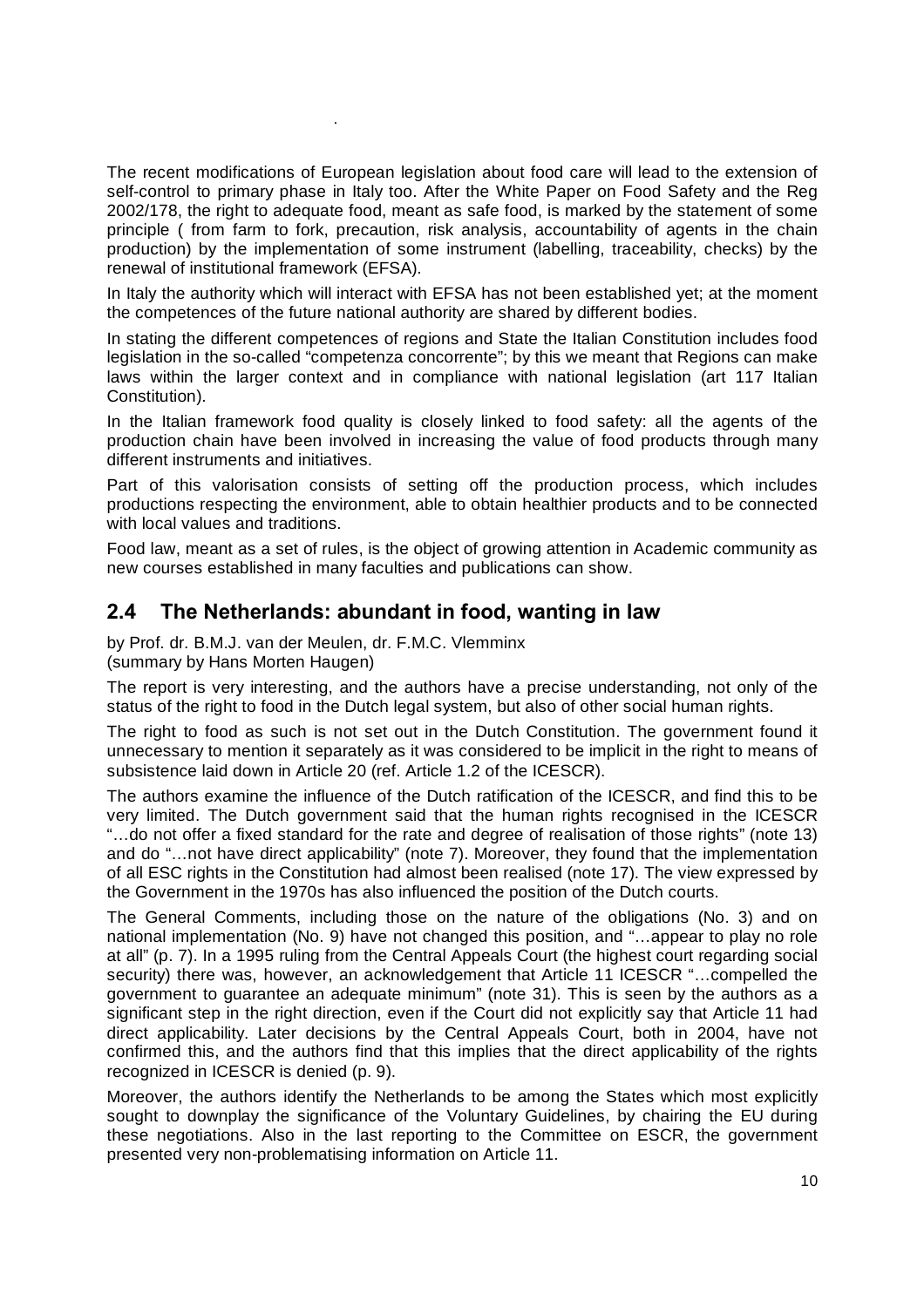The recent modifications of European legislation about food care will lead to the extension of self-control to primary phase in Italy too. After the White Paper on Food Safety and the Reg 2002/178, the right to adequate food, meant as safe food, is marked by the statement of some principle ( from farm to fork, precaution, risk analysis, accountability of agents in the chain production) by the implementation of some instrument (labelling, traceability, checks) by the renewal of institutional framework (EFSA).

In Italy the authority which will interact with EFSA has not been established yet; at the moment the competences of the future national authority are shared by different bodies.

In stating the different competences of regions and State the Italian Constitution includes food legislation in the so-called "competenza concorrente"; by this we meant that Regions can make laws within the larger context and in compliance with national legislation (art 117 Italian Constitution).

In the Italian framework food quality is closely linked to food safety: all the agents of the production chain have been involved in increasing the value of food products through many different instruments and initiatives.

Part of this valorisation consists of setting off the production process, which includes productions respecting the environment, able to obtain healthier products and to be connected with local values and traditions.

Food law, meant as a set of rules, is the object of growing attention in Academic community as new courses established in many faculties and publications can show.

## 2.4 The Netherlands: abundant in food, wanting in law

by Prof. dr. B.M.J. van der Meulen, dr. F.M.C. Vlemminx
(summary by Hans Morten Haugen)

The report is very interesting, and the authors have a precise understanding, not only of the status of the right to food in the Dutch legal system, but also of other social human rights.

The right to food as such is not set out in the Dutch Constitution. The government found it unnecessary to mention it separately as it was considered to be implicit in the right to means of subsistence laid down in Article 20 (ref. Article 1.2 of the ICESCR).

The authors examine the influence of the Dutch ratification of the ICESCR, and find this to be very limited. The Dutch government said that the human rights recognised in the ICESCR "…do not offer a fixed standard for the rate and degree of realisation of those rights" (note 13) and do "…not have direct applicability" (note 7). Moreover, they found that the implementation of all ESC rights in the Constitution had almost been realised (note 17). The view expressed by the Government in the 1970s has also influenced the position of the Dutch courts.

The General Comments, including those on the nature of the obligations (No. 3) and on national implementation (No. 9) have not changed this position, and "…appear to play no role at all" (p. 7). In a 1995 ruling from the Central Appeals Court (the highest court regarding social security) there was, however, an acknowledgement that Article 11 ICESCR "…compelled the government to guarantee an adequate minimum" (note 31). This is seen by the authors as a significant step in the right direction, even if the Court did not explicitly say that Article 11 had direct applicability. Later decisions by the Central Appeals Court, both in 2004, have not confirmed this, and the authors find that this implies that the direct applicability of the rights recognized in ICESCR is denied (p. 9).

Moreover, the authors identify the Netherlands to be among the States which most explicitly sought to downplay the significance of the Voluntary Guidelines, by chairing the EU during these negotiations. Also in the last reporting to the Committee on ESCR, the government presented very non-problematising information on Article 11.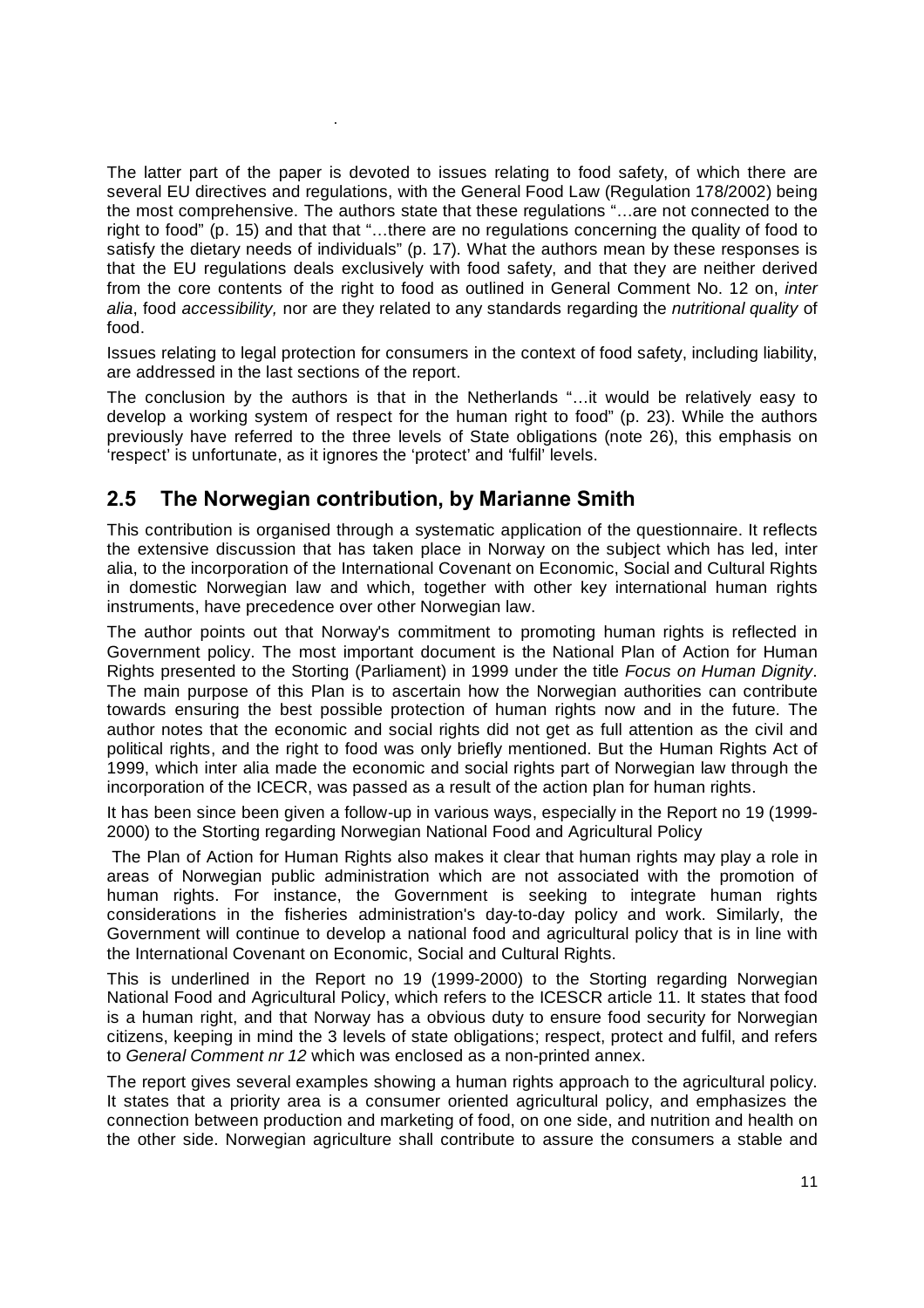The latter part of the paper is devoted to issues relating to food safety, of which there are several EU directives and regulations, with the General Food Law (Regulation 178/2002) being the most comprehensive. The authors state that these regulations "…are not connected to the right to food" (p. 15) and that that "…there are no regulations concerning the quality of food to satisfy the dietary needs of individuals" (p. 17). What the authors mean by these responses is that the EU regulations deals exclusively with food safety, and that they are neither derived from the core contents of the right to food as outlined in General Comment No. 12 on, *inter alia*, food *accessibility,* nor are they related to any standards regarding the *nutritional quality* of food.

Issues relating to legal protection for consumers in the context of food safety, including liability, are addressed in the last sections of the report.

The conclusion by the authors is that in the Netherlands "…it would be relatively easy to develop a working system of respect for the human right to food" (p. 23). While the authors previously have referred to the three levels of State obligations (note 26), this emphasis on 'respect' is unfortunate, as it ignores the 'protect' and 'fulfil' levels.

## 2.5 The Norwegian contribution, by Marianne Smith

This contribution is organised through a systematic application of the questionnaire. It reflects the extensive discussion that has taken place in Norway on the subject which has led, inter alia, to the incorporation of the International Covenant on Economic, Social and Cultural Rights in domestic Norwegian law and which, together with other key international human rights instruments, have precedence over other Norwegian law.

The author points out that Norway's commitment to promoting human rights is reflected in Government policy. The most important document is the National Plan of Action for Human Rights presented to the Storting (Parliament) in 1999 under the title *Focus on Human Dignity*. The main purpose of this Plan is to ascertain how the Norwegian authorities can contribute towards ensuring the best possible protection of human rights now and in the future. The author notes that the economic and social rights did not get as full attention as the civil and political rights, and the right to food was only briefly mentioned. But the Human Rights Act of 1999, which inter alia made the economic and social rights part of Norwegian law through the incorporation of the ICECR, was passed as a result of the action plan for human rights.

It has been since been given a follow-up in various ways, especially in the Report no 19 (1999-2000) to the Storting regarding Norwegian National Food and Agricultural Policy

The Plan of Action for Human Rights also makes it clear that human rights may play a role in areas of Norwegian public administration which are not associated with the promotion of human rights. For instance, the Government is seeking to integrate human rights considerations in the fisheries administration's day-to-day policy and work. Similarly, the Government will continue to develop a national food and agricultural policy that is in line with the International Covenant on Economic, Social and Cultural Rights.

This is underlined in the Report no 19 (1999-2000) to the Storting regarding Norwegian National Food and Agricultural Policy, which refers to the ICESCR article 11. It states that food is a human right, and that Norway has a obvious duty to ensure food security for Norwegian citizens, keeping in mind the 3 levels of state obligations; respect, protect and fulfil, and refers to *General Comment nr 12* which was enclosed as a non-printed annex.

The report gives several examples showing a human rights approach to the agricultural policy. It states that a priority area is a consumer oriented agricultural policy, and emphasizes the connection between production and marketing of food, on one side, and nutrition and health on the other side. Norwegian agriculture shall contribute to assure the consumers a stable and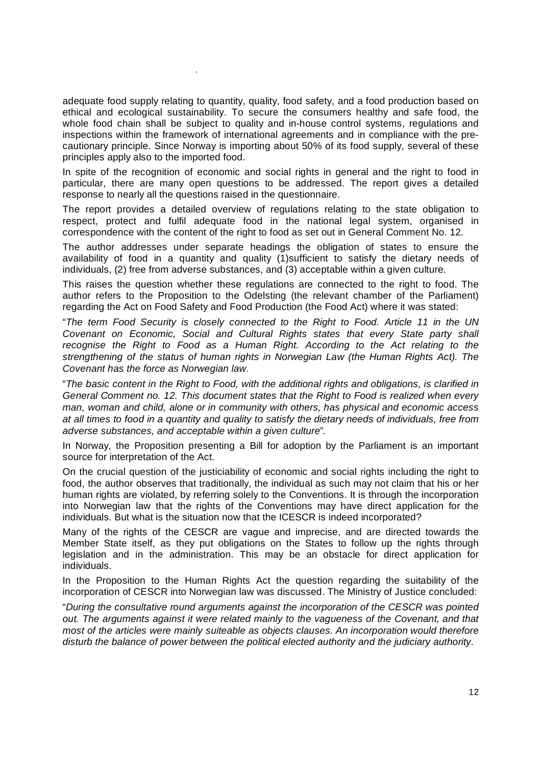adequate food supply relating to quantity, quality, food safety, and a food production based on ethical and ecological sustainability. To secure the consumers healthy and safe food, the whole food chain shall be subject to quality and in-house control systems, regulations and inspections within the framework of international agreements and in compliance with the pre-cautionary principle. Since Norway is importing about 50% of its food supply, several of these principles apply also to the imported food.

In spite of the recognition of economic and social rights in general and the right to food in particular, there are many open questions to be addressed. The report gives a detailed response to nearly all the questions raised in the questionnaire.

The report provides a detailed overview of regulations relating to the state obligation to respect, protect and fulfil adequate food in the national legal system, organised in correspondence with the content of the right to food as set out in General Comment No. 12.

The author addresses under separate headings the obligation of states to ensure the availability of food in a quantity and quality (1)sufficient to satisfy the dietary needs of individuals, (2) free from adverse substances, and (3) acceptable within a given culture.

This raises the question whether these regulations are connected to the right to food. The author refers to the Proposition to the Odelsting (the relevant chamber of the Parliament) regarding the Act on Food Safety and Food Production (the Food Act) where it was stated:

"*The term Food Security is closely connected to the Right to Food. Article 11 in the UN Covenant on Economic, Social and Cultural Rights states that every State party shall recognise the Right to Food as a Human Right. According to the Act relating to the strengthening of the status of human rights in Norwegian Law (the Human Rights Act). The Covenant has the force as Norwegian law.*

"*The basic content in the Right to Food, with the additional rights and obligations, is clarified in General Comment no. 12. This document states that the Right to Food is realized when every man, woman and child, alone or in community with others, has physical and economic access at all times to food in a quantity and quality to satisfy the dietary needs of individuals, free from adverse substances, and acceptable within a given culture*".

In Norway, the Proposition presenting a Bill for adoption by the Parliament is an important source for interpretation of the Act.

On the crucial question of the justiciability of economic and social rights including the right to food, the author observes that traditionally, the individual as such may not claim that his or her human rights are violated, by referring solely to the Conventions. It is through the incorporation into Norwegian law that the rights of the Conventions may have direct application for the individuals. But what is the situation now that the ICESCR is indeed incorporated?

Many of the rights of the CESCR are vague and imprecise, and are directed towards the Member State itself, as they put obligations on the States to follow up the rights through legislation and in the administration. This may be an obstacle for direct application for individuals.

In the Proposition to the Human Rights Act the question regarding the suitability of the incorporation of CESCR into Norwegian law was discussed. The Ministry of Justice concluded:

"*During the consultative round arguments against the incorporation of the CESCR was pointed out. The arguments against it were related mainly to the vagueness of the Covenant, and that most of the articles were mainly suiteable as objects clauses. An incorporation would therefore disturb the balance of power between the political elected authority and the judiciary authority.*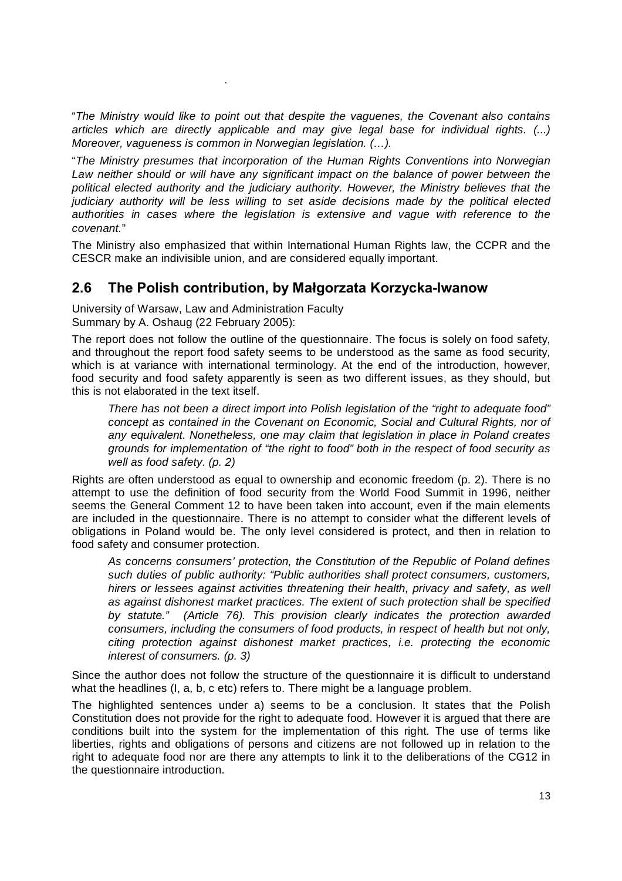"*The Ministry would like to point out that despite the vaguenes, the Covenant also contains articles which are directly applicable and may give legal base for individual rights. (...) Moreover, vagueness is common in Norwegian legislation. (…).*

"*The Ministry presumes that incorporation of the Human Rights Conventions into Norwegian Law neither should or will have any significant impact on the balance of power between the political elected authority and the judiciary authority. However, the Ministry believes that the judiciary authority will be less willing to set aside decisions made by the political elected authorities in cases where the legislation is extensive and vague with reference to the covenant.*"

The Ministry also emphasized that within International Human Rights law, the CCPR and the CESCR make an indivisible union, and are considered equally important.

## 2.6 The Polish contribution, by Małgorzata Korzycka-Iwanow

University of Warsaw, Law and Administration Faculty
Summary by A. Oshaug (22 February 2005):

The report does not follow the outline of the questionnaire. The focus is solely on food safety, and throughout the report food safety seems to be understood as the same as food security, which is at variance with international terminology. At the end of the introduction, however, food security and food safety apparently is seen as two different issues, as they should, but this is not elaborated in the text itself.

> *There has not been a direct import into Polish legislation of the "right to adequate food" concept as contained in the Covenant on Economic, Social and Cultural Rights, nor of any equivalent. Nonetheless, one may claim that legislation in place in Poland creates grounds for implementation of "the right to food" both in the respect of food security as well as food safety. (p. 2)*

Rights are often understood as equal to ownership and economic freedom (p. 2). There is no attempt to use the definition of food security from the World Food Summit in 1996, neither seems the General Comment 12 to have been taken into account, even if the main elements are included in the questionnaire. There is no attempt to consider what the different levels of obligations in Poland would be. The only level considered is protect, and then in relation to food safety and consumer protection.

> *As concerns consumers' protection, the Constitution of the Republic of Poland defines such duties of public authority: "Public authorities shall protect consumers, customers, hirers or lessees against activities threatening their health, privacy and safety, as well as against dishonest market practices. The extent of such protection shall be specified by statute." (Article 76). This provision clearly indicates the protection awarded consumers, including the consumers of food products, in respect of health but not only, citing protection against dishonest market practices, i.e. protecting the economic interest of consumers. (p. 3)*

Since the author does not follow the structure of the questionnaire it is difficult to understand what the headlines (I, a, b, c etc) refers to. There might be a language problem.

The highlighted sentences under a) seems to be a conclusion. It states that the Polish Constitution does not provide for the right to adequate food. However it is argued that there are conditions built into the system for the implementation of this right. The use of terms like liberties, rights and obligations of persons and citizens are not followed up in relation to the right to adequate food nor are there any attempts to link it to the deliberations of the CG12 in the questionnaire introduction.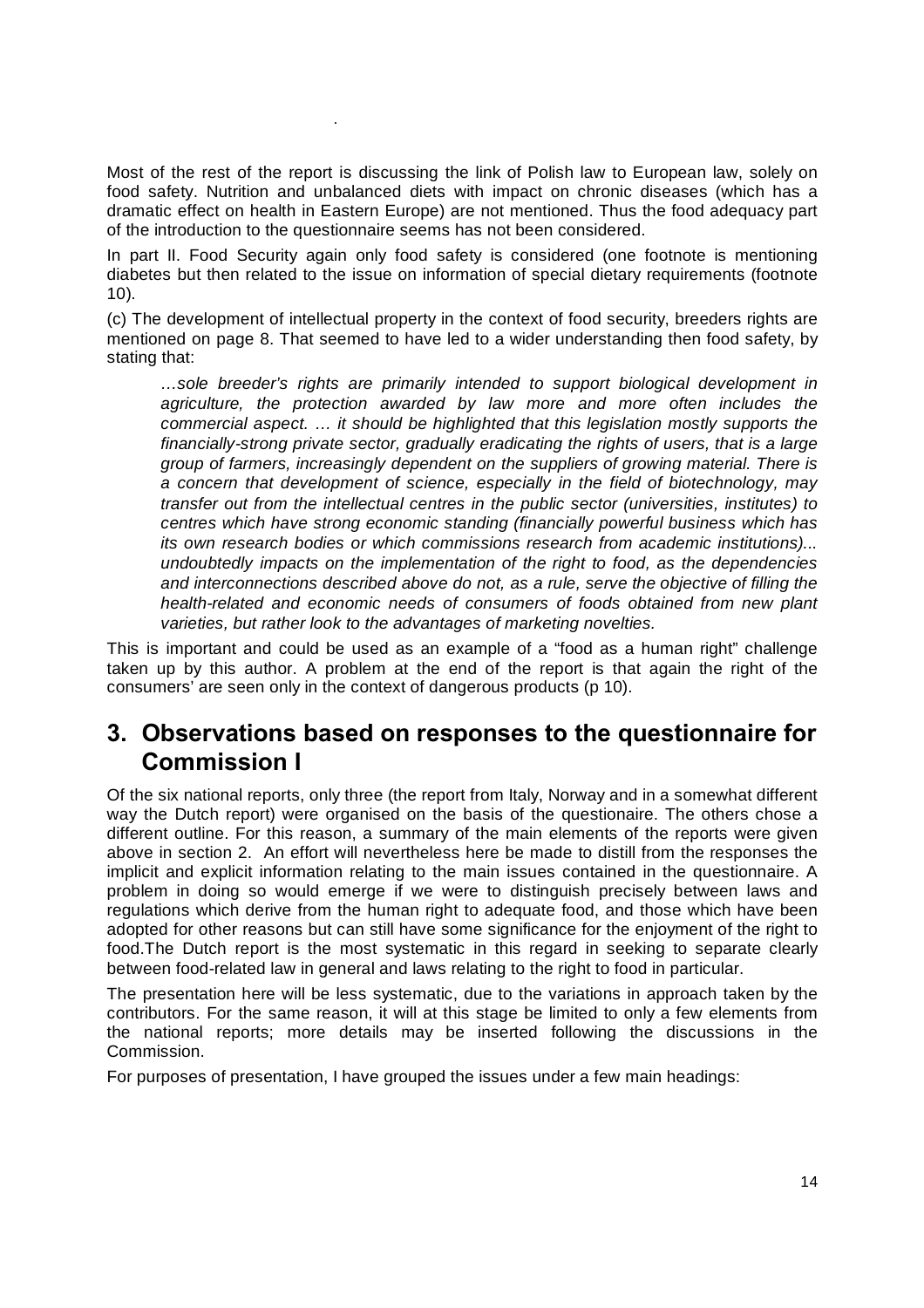Most of the rest of the report is discussing the link of Polish law to European law, solely on food safety. Nutrition and unbalanced diets with impact on chronic diseases (which has a dramatic effect on health in Eastern Europe) are not mentioned. Thus the food adequacy part of the introduction to the questionnaire seems has not been considered.

In part II. Food Security again only food safety is considered (one footnote is mentioning diabetes but then related to the issue on information of special dietary requirements (footnote 10).

(c) The development of intellectual property in the context of food security, breeders rights are mentioned on page 8. That seemed to have led to a wider understanding then food safety, by stating that:

> *…sole breeder's rights are primarily intended to support biological development in agriculture, the protection awarded by law more and more often includes the commercial aspect. … it should be highlighted that this legislation mostly supports the financially-strong private sector, gradually eradicating the rights of users, that is a large group of farmers, increasingly dependent on the suppliers of growing material. There is a concern that development of science, especially in the field of biotechnology, may transfer out from the intellectual centres in the public sector (universities, institutes) to centres which have strong economic standing (financially powerful business which has its own research bodies or which commissions research from academic institutions)... undoubtedly impacts on the implementation of the right to food, as the dependencies and interconnections described above do not, as a rule, serve the objective of filling the health-related and economic needs of consumers of foods obtained from new plant varieties, but rather look to the advantages of marketing novelties.*

This is important and could be used as an example of a "food as a human right" challenge taken up by this author. A problem at the end of the report is that again the right of the consumers' are seen only in the context of dangerous products (p 10).

## 3. Observations based on responses to the questionnaire for Commission I

Of the six national reports, only three (the report from Italy, Norway and in a somewhat different way the Dutch report) were organised on the basis of the questionaire. The others chose a different outline. For this reason, a summary of the main elements of the reports were given above in section 2. An effort will nevertheless here be made to distill from the responses the implicit and explicit information relating to the main issues contained in the questionnaire. A problem in doing so would emerge if we were to distinguish precisely between laws and regulations which derive from the human right to adequate food, and those which have been adopted for other reasons but can still have some significance for the enjoyment of the right to food.The Dutch report is the most systematic in this regard in seeking to separate clearly between food-related law in general and laws relating to the right to food in particular.

The presentation here will be less systematic, due to the variations in approach taken by the contributors. For the same reason, it will at this stage be limited to only a few elements from the national reports; more details may be inserted following the discussions in the Commission.

For purposes of presentation, I have grouped the issues under a few main headings: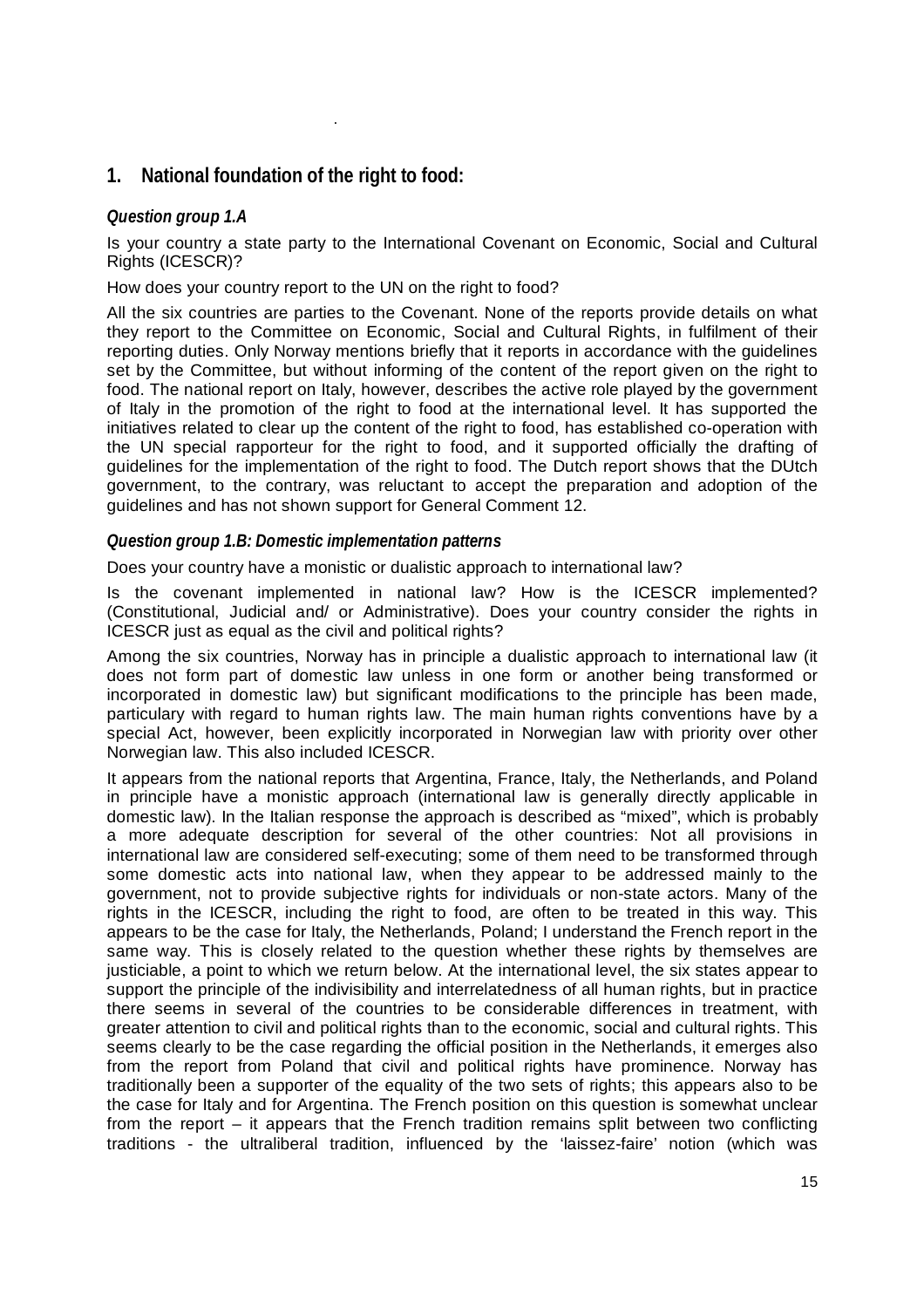## 1. National foundation of the right to food:

### *Question group 1.A*

Is your country a state party to the International Covenant on Economic, Social and Cultural Rights (ICESCR)?

How does your country report to the UN on the right to food?

All the six countries are parties to the Covenant. None of the reports provide details on what they report to the Committee on Economic, Social and Cultural Rights, in fulfilment of their reporting duties. Only Norway mentions briefly that it reports in accordance with the guidelines set by the Committee, but without informing of the content of the report given on the right to food. The national report on Italy, however, describes the active role played by the government of Italy in the promotion of the right to food at the international level. It has supported the initiatives related to clear up the content of the right to food, has established co-operation with the UN special rapporteur for the right to food, and it supported officially the drafting of guidelines for the implementation of the right to food. The Dutch report shows that the DUtch government, to the contrary, was reluctant to accept the preparation and adoption of the guidelines and has not shown support for General Comment 12.

### *Question group 1.B: Domestic implementation patterns*

Does your country have a monistic or dualistic approach to international law?

Is the covenant implemented in national law? How is the ICESCR implemented? (Constitutional, Judicial and/ or Administrative). Does your country consider the rights in ICESCR just as equal as the civil and political rights?

Among the six countries, Norway has in principle a dualistic approach to international law (it does not form part of domestic law unless in one form or another being transformed or incorporated in domestic law) but significant modifications to the principle has been made, particulary with regard to human rights law. The main human rights conventions have by a special Act, however, been explicitly incorporated in Norwegian law with priority over other Norwegian law. This also included ICESCR.

It appears from the national reports that Argentina, France, Italy, the Netherlands, and Poland in principle have a monistic approach (international law is generally directly applicable in domestic law). In the Italian response the approach is described as "mixed", which is probably a more adequate description for several of the other countries: Not all provisions in international law are considered self-executing; some of them need to be transformed through some domestic acts into national law, when they appear to be addressed mainly to the government, not to provide subjective rights for individuals or non-state actors. Many of the rights in the ICESCR, including the right to food, are often to be treated in this way. This appears to be the case for Italy, the Netherlands, Poland; I understand the French report in the same way. This is closely related to the question whether these rights by themselves are justiciable, a point to which we return below. At the international level, the six states appear to support the principle of the indivisibility and interrelatedness of all human rights, but in practice there seems in several of the countries to be considerable differences in treatment, with greater attention to civil and political rights than to the economic, social and cultural rights. This seems clearly to be the case regarding the official position in the Netherlands, it emerges also from the report from Poland that civil and political rights have prominence. Norway has traditionally been a supporter of the equality of the two sets of rights; this appears also to be the case for Italy and for Argentina. The French position on this question is somewhat unclear from the report – it appears that the French tradition remains split between two conflicting traditions - the ultraliberal tradition, influenced by the 'laissez-faire' notion (which was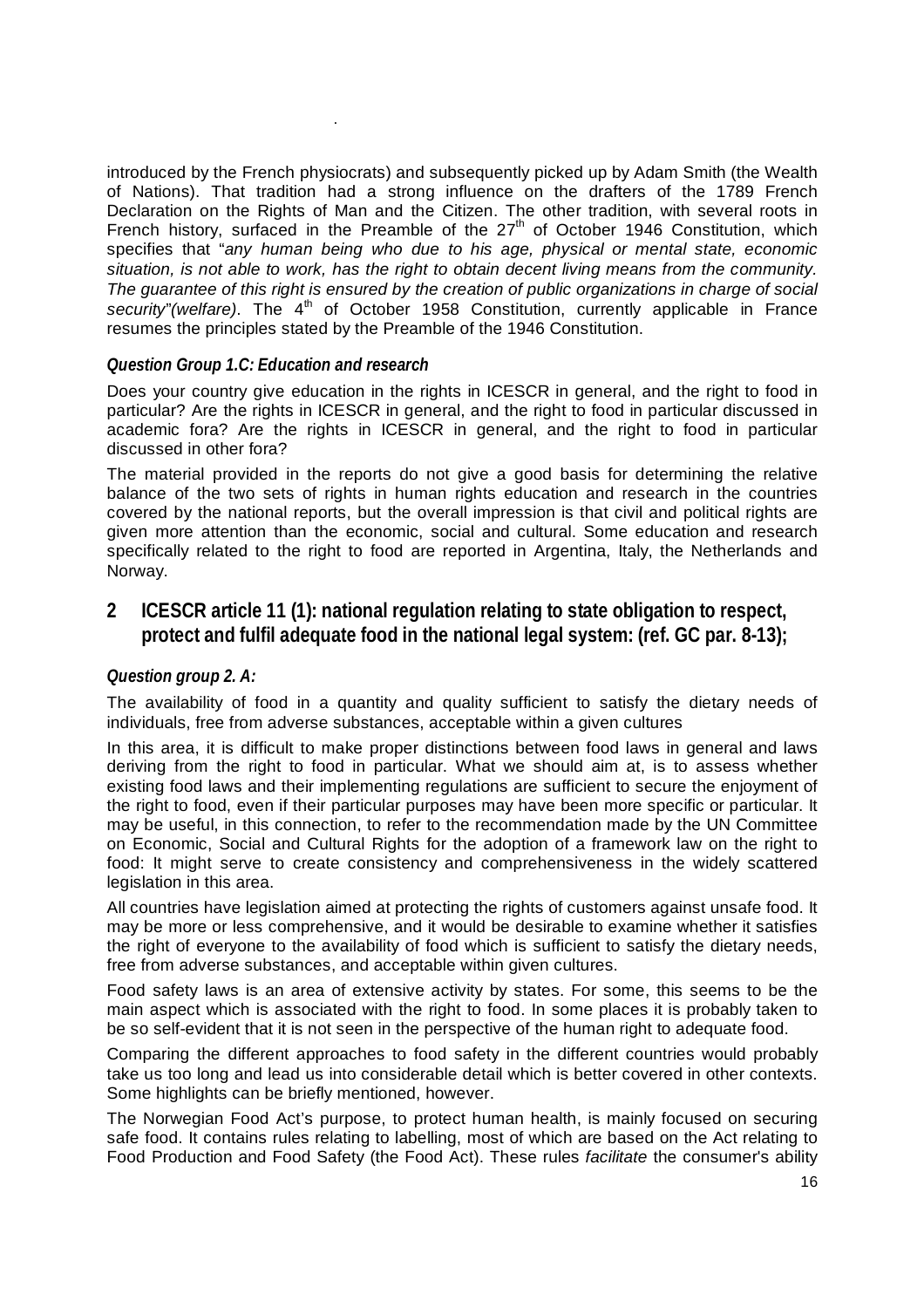introduced by the French physiocrats) and subsequently picked up by Adam Smith (the Wealth of Nations). That tradition had a strong influence on the drafters of the 1789 French Declaration on the Rights of Man and the Citizen. The other tradition, with several roots in French history, surfaced in the Preamble of the 27th of October 1946 Constitution, which specifies that "*any human being who due to his age, physical or mental state, economic situation, is not able to work, has the right to obtain decent living means from the community. The guarantee of this right is ensured by the creation of public organizations in charge of social security*"*(welfare)*. The 4th of October 1958 Constitution, currently applicable in France resumes the principles stated by the Preamble of the 1946 Constitution.

### *Question Group 1.C: Education and research*

Does your country give education in the rights in ICESCR in general, and the right to food in particular? Are the rights in ICESCR in general, and the right to food in particular discussed in academic fora? Are the rights in ICESCR in general, and the right to food in particular discussed in other fora?

The material provided in the reports do not give a good basis for determining the relative balance of the two sets of rights in human rights education and research in the countries covered by the national reports, but the overall impression is that civil and political rights are given more attention than the economic, social and cultural. Some education and research specifically related to the right to food are reported in Argentina, Italy, the Netherlands and Norway.

## 2 ICESCR article 11 (1): national regulation relating to state obligation to respect, protect and fulfil adequate food in the national legal system: (ref. GC par. 8-13);

### *Question group 2. A:*

The availability of food in a quantity and quality sufficient to satisfy the dietary needs of individuals, free from adverse substances, acceptable within a given cultures

In this area, it is difficult to make proper distinctions between food laws in general and laws deriving from the right to food in particular. What we should aim at, is to assess whether existing food laws and their implementing regulations are sufficient to secure the enjoyment of the right to food, even if their particular purposes may have been more specific or particular. It may be useful, in this connection, to refer to the recommendation made by the UN Committee on Economic, Social and Cultural Rights for the adoption of a framework law on the right to food: It might serve to create consistency and comprehensiveness in the widely scattered legislation in this area.

All countries have legislation aimed at protecting the rights of customers against unsafe food. It may be more or less comprehensive, and it would be desirable to examine whether it satisfies the right of everyone to the availability of food which is sufficient to satisfy the dietary needs, free from adverse substances, and acceptable within given cultures.

Food safety laws is an area of extensive activity by states. For some, this seems to be the main aspect which is associated with the right to food. In some places it is probably taken to be so self-evident that it is not seen in the perspective of the human right to adequate food.

Comparing the different approaches to food safety in the different countries would probably take us too long and lead us into considerable detail which is better covered in other contexts. Some highlights can be briefly mentioned, however.

The Norwegian Food Act's purpose, to protect human health, is mainly focused on securing safe food. It contains rules relating to labelling, most of which are based on the Act relating to Food Production and Food Safety (the Food Act). These rules *facilitate* the consumer's ability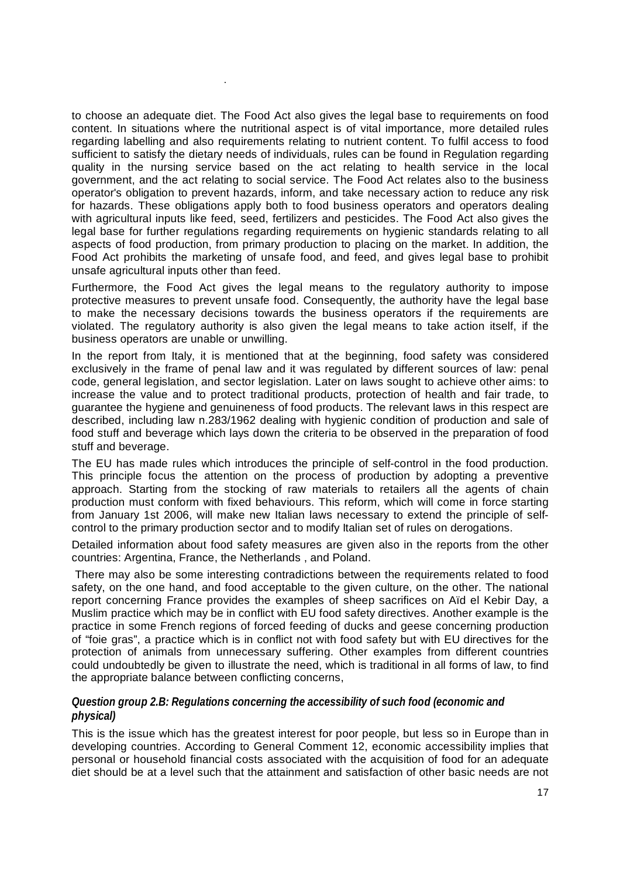to choose an adequate diet. The Food Act also gives the legal base to requirements on food content. In situations where the nutritional aspect is of vital importance, more detailed rules regarding labelling and also requirements relating to nutrient content. To fulfil access to food sufficient to satisfy the dietary needs of individuals, rules can be found in Regulation regarding quality in the nursing service based on the act relating to health service in the local government, and the act relating to social service. The Food Act relates also to the business operator's obligation to prevent hazards, inform, and take necessary action to reduce any risk for hazards. These obligations apply both to food business operators and operators dealing with agricultural inputs like feed, seed, fertilizers and pesticides. The Food Act also gives the legal base for further regulations regarding requirements on hygienic standards relating to all aspects of food production, from primary production to placing on the market. In addition, the Food Act prohibits the marketing of unsafe food, and feed, and gives legal base to prohibit unsafe agricultural inputs other than feed.

Furthermore, the Food Act gives the legal means to the regulatory authority to impose protective measures to prevent unsafe food. Consequently, the authority have the legal base to make the necessary decisions towards the business operators if the requirements are violated. The regulatory authority is also given the legal means to take action itself, if the business operators are unable or unwilling.

In the report from Italy, it is mentioned that at the beginning, food safety was considered exclusively in the frame of penal law and it was regulated by different sources of law: penal code, general legislation, and sector legislation. Later on laws sought to achieve other aims: to increase the value and to protect traditional products, protection of health and fair trade, to guarantee the hygiene and genuineness of food products. The relevant laws in this respect are described, including law n.283/1962 dealing with hygienic condition of production and sale of food stuff and beverage which lays down the criteria to be observed in the preparation of food stuff and beverage.

The EU has made rules which introduces the principle of self-control in the food production. This principle focus the attention on the process of production by adopting a preventive approach. Starting from the stocking of raw materials to retailers all the agents of chain production must conform with fixed behaviours. This reform, which will come in force starting from January 1st 2006, will make new Italian laws necessary to extend the principle of self-control to the primary production sector and to modify Italian set of rules on derogations.

Detailed information about food safety measures are given also in the reports from the other countries: Argentina, France, the Netherlands , and Poland.

There may also be some interesting contradictions between the requirements related to food safety, on the one hand, and food acceptable to the given culture, on the other. The national report concerning France provides the examples of sheep sacrifices on Aïd el Kebir Day, a Muslim practice which may be in conflict with EU food safety directives. Another example is the practice in some French regions of forced feeding of ducks and geese concerning production of "foie gras", a practice which is in conflict not with food safety but with EU directives for the protection of animals from unnecessary suffering. Other examples from different countries could undoubtedly be given to illustrate the need, which is traditional in all forms of law, to find the appropriate balance between conflicting concerns,

### *Question group 2.B: Regulations concerning the accessibility of such food (economic and physical)*

This is the issue which has the greatest interest for poor people, but less so in Europe than in developing countries. According to General Comment 12, economic accessibility implies that personal or household financial costs associated with the acquisition of food for an adequate diet should be at a level such that the attainment and satisfaction of other basic needs are not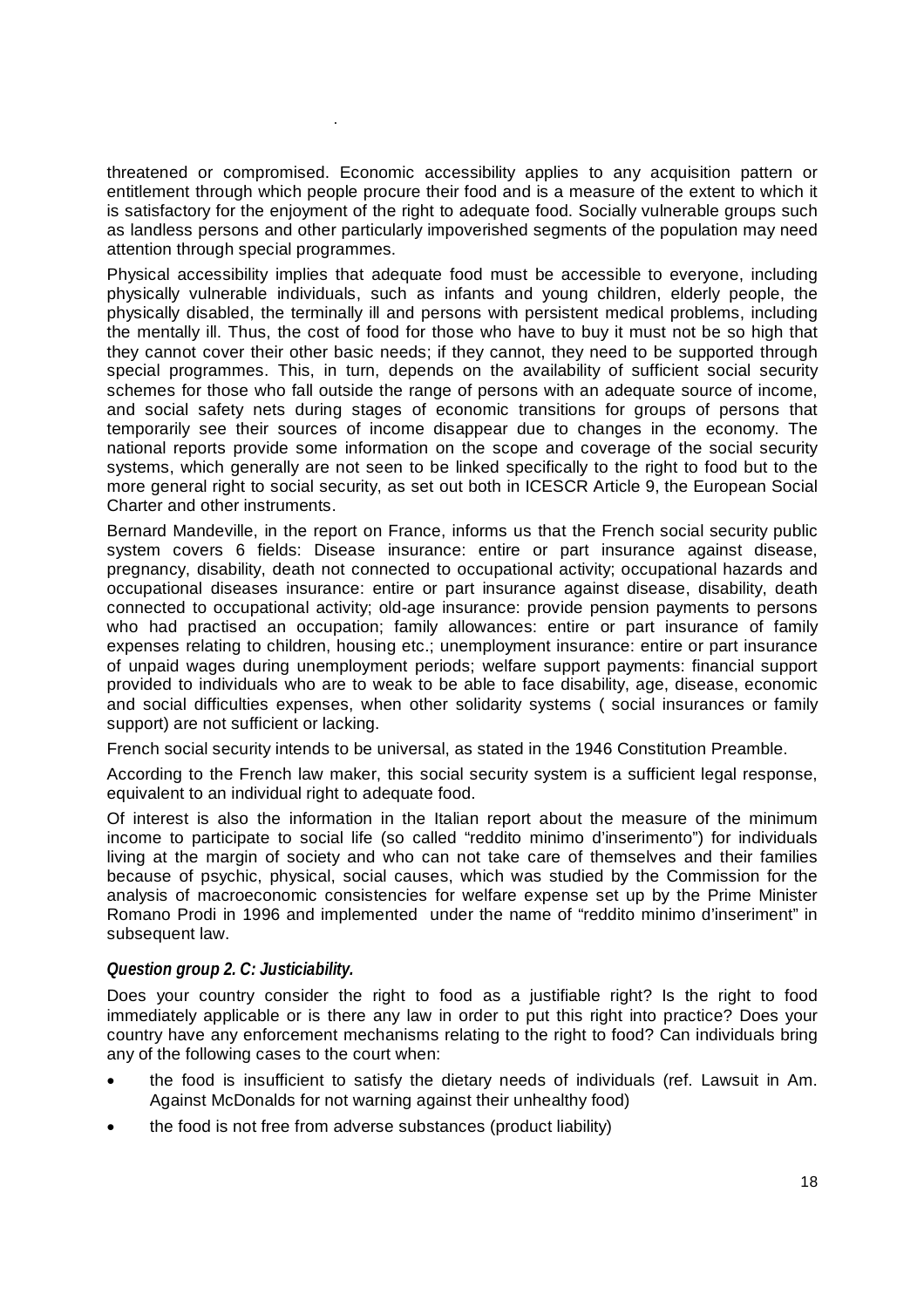threatened or compromised. Economic accessibility applies to any acquisition pattern or entitlement through which people procure their food and is a measure of the extent to which it is satisfactory for the enjoyment of the right to adequate food. Socially vulnerable groups such as landless persons and other particularly impoverished segments of the population may need attention through special programmes.

Physical accessibility implies that adequate food must be accessible to everyone, including physically vulnerable individuals, such as infants and young children, elderly people, the physically disabled, the terminally ill and persons with persistent medical problems, including the mentally ill. Thus, the cost of food for those who have to buy it must not be so high that they cannot cover their other basic needs; if they cannot, they need to be supported through special programmes. This, in turn, depends on the availability of sufficient social security schemes for those who fall outside the range of persons with an adequate source of income, and social safety nets during stages of economic transitions for groups of persons that temporarily see their sources of income disappear due to changes in the economy. The national reports provide some information on the scope and coverage of the social security systems, which generally are not seen to be linked specifically to the right to food but to the more general right to social security, as set out both in ICESCR Article 9, the European Social Charter and other instruments.

Bernard Mandeville, in the report on France, informs us that the French social security public system covers 6 fields: Disease insurance: entire or part insurance against disease, pregnancy, disability, death not connected to occupational activity; occupational hazards and occupational diseases insurance: entire or part insurance against disease, disability, death connected to occupational activity; old-age insurance: provide pension payments to persons who had practised an occupation; family allowances: entire or part insurance of family expenses relating to children, housing etc.; unemployment insurance: entire or part insurance of unpaid wages during unemployment periods; welfare support payments: financial support provided to individuals who are to weak to be able to face disability, age, disease, economic and social difficulties expenses, when other solidarity systems ( social insurances or family support) are not sufficient or lacking.

French social security intends to be universal, as stated in the 1946 Constitution Preamble.

According to the French law maker, this social security system is a sufficient legal response, equivalent to an individual right to adequate food.

Of interest is also the information in the Italian report about the measure of the minimum income to participate to social life (so called "reddito minimo d'inserimento") for individuals living at the margin of society and who can not take care of themselves and their families because of psychic, physical, social causes, which was studied by the Commission for the analysis of macroeconomic consistencies for welfare expense set up by the Prime Minister Romano Prodi in 1996 and implemented under the name of "reddito minimo d'inseriment" in subsequent law.

***Question group 2. C: Justiciability.***

Does your country consider the right to food as a justifiable right? Is the right to food immediately applicable or is there any law in order to put this right into practice? Does your country have any enforcement mechanisms relating to the right to food? Can individuals bring any of the following cases to the court when:

- the food is insufficient to satisfy the dietary needs of individuals (ref. Lawsuit in Am. Against McDonalds for not warning against their unhealthy food)
- the food is not free from adverse substances (product liability)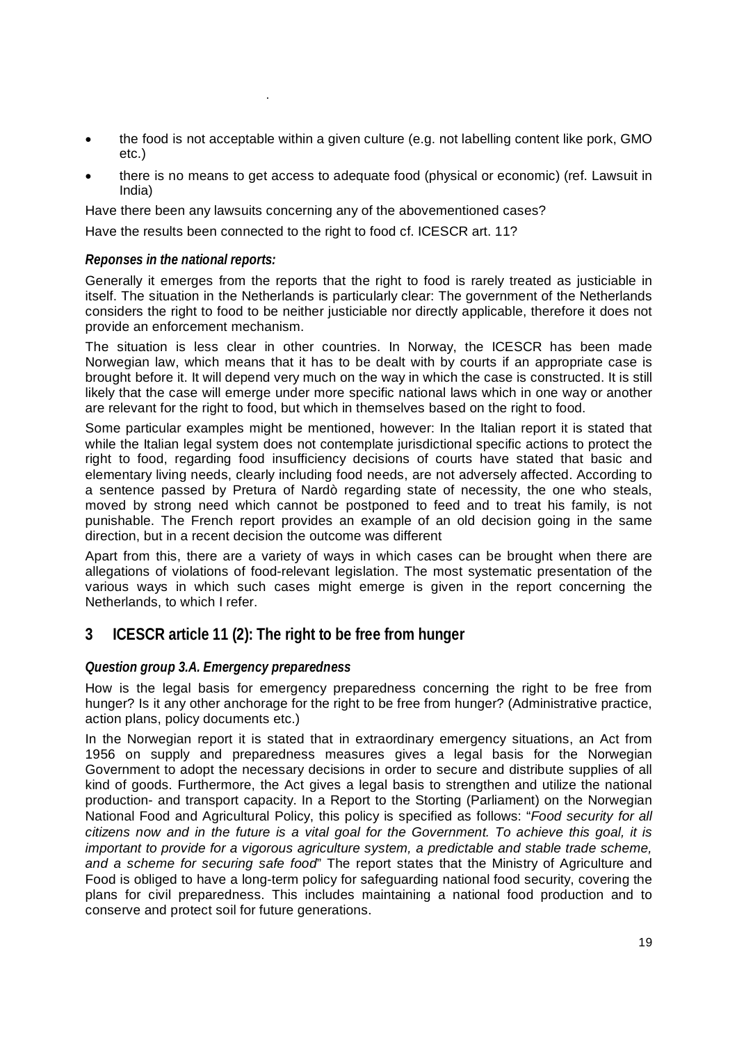- the food is not acceptable within a given culture (e.g. not labelling content like pork, GMO etc.)
- there is no means to get access to adequate food (physical or economic) (ref. Lawsuit in India)

Have there been any lawsuits concerning any of the abovementioned cases?

Have the results been connected to the right to food cf. ICESCR art. 11?

***Reponses in the national reports:***

Generally it emerges from the reports that the right to food is rarely treated as justiciable in itself. The situation in the Netherlands is particularly clear: The government of the Netherlands considers the right to food to be neither justiciable nor directly applicable, therefore it does not provide an enforcement mechanism.

The situation is less clear in other countries. In Norway, the ICESCR has been made Norwegian law, which means that it has to be dealt with by courts if an appropriate case is brought before it. It will depend very much on the way in which the case is constructed. It is still likely that the case will emerge under more specific national laws which in one way or another are relevant for the right to food, but which in themselves based on the right to food.

Some particular examples might be mentioned, however: In the Italian report it is stated that while the Italian legal system does not contemplate jurisdictional specific actions to protect the right to food, regarding food insufficiency decisions of courts have stated that basic and elementary living needs, clearly including food needs, are not adversely affected. According to a sentence passed by Pretura of Nardò regarding state of necessity, the one who steals, moved by strong need which cannot be postponed to feed and to treat his family, is not punishable. The French report provides an example of an old decision going in the same direction, but in a recent decision the outcome was different

Apart from this, there are a variety of ways in which cases can be brought when there are allegations of violations of food-relevant legislation. The most systematic presentation of the various ways in which such cases might emerge is given in the report concerning the Netherlands, to which I refer.

## 3 ICESCR article 11 (2): The right to be free from hunger

***Question group 3.A. Emergency preparedness***

How is the legal basis for emergency preparedness concerning the right to be free from hunger? Is it any other anchorage for the right to be free from hunger? (Administrative practice, action plans, policy documents etc.)

In the Norwegian report it is stated that in extraordinary emergency situations, an Act from 1956 on supply and preparedness measures gives a legal basis for the Norwegian Government to adopt the necessary decisions in order to secure and distribute supplies of all kind of goods. Furthermore, the Act gives a legal basis to strengthen and utilize the national production- and transport capacity. In a Report to the Storting (Parliament) on the Norwegian National Food and Agricultural Policy, this policy is specified as follows: "*Food security for all citizens now and in the future is a vital goal for the Government. To achieve this goal, it is important to provide for a vigorous agriculture system, a predictable and stable trade scheme, and a scheme for securing safe food*" The report states that the Ministry of Agriculture and Food is obliged to have a long-term policy for safeguarding national food security, covering the plans for civil preparedness. This includes maintaining a national food production and to conserve and protect soil for future generations.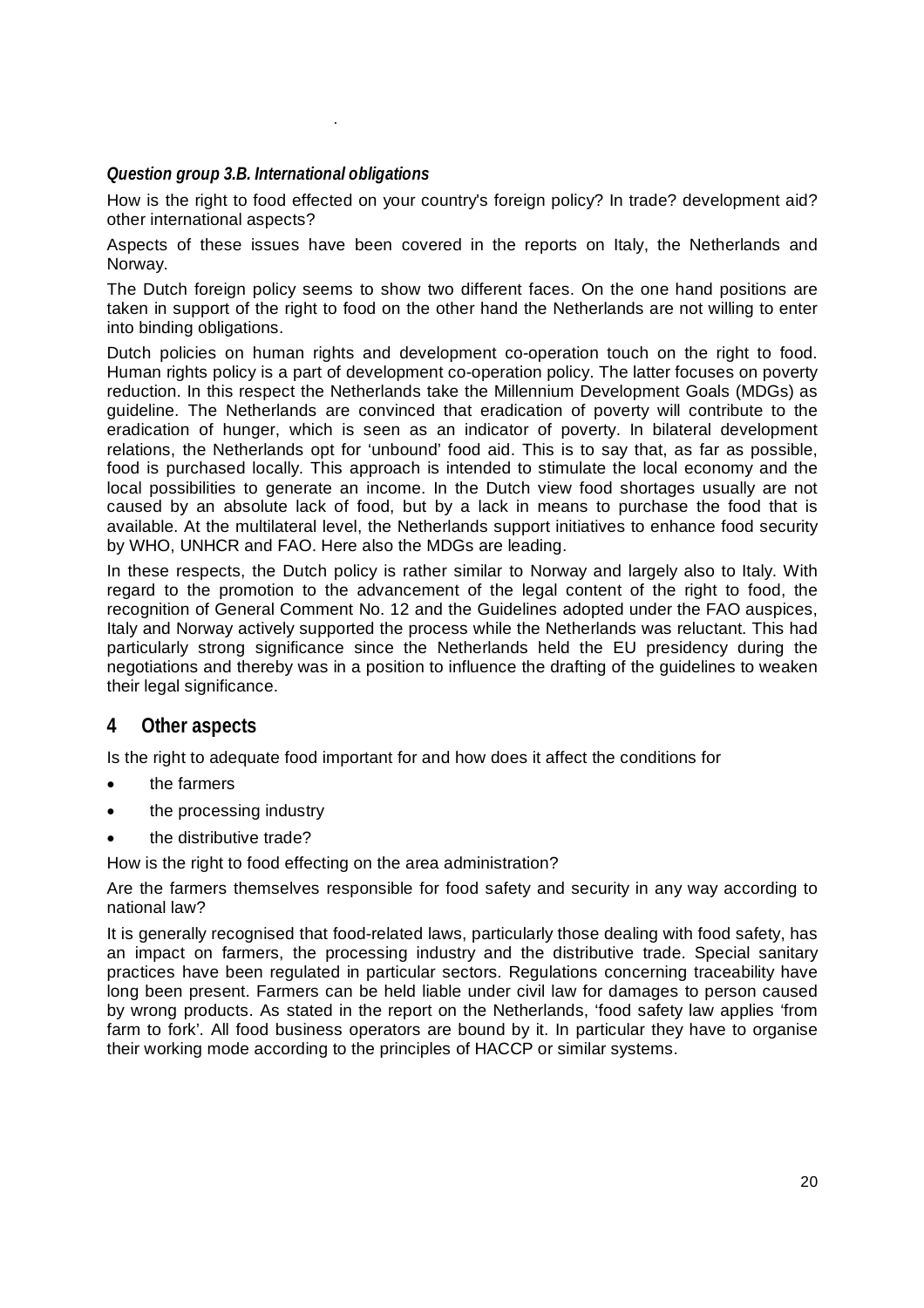### *Question group 3.B. International obligations*

How is the right to food effected on your country's foreign policy? In trade? development aid? other international aspects?

Aspects of these issues have been covered in the reports on Italy, the Netherlands and Norway.

The Dutch foreign policy seems to show two different faces. On the one hand positions are taken in support of the right to food on the other hand the Netherlands are not willing to enter into binding obligations.

Dutch policies on human rights and development co-operation touch on the right to food. Human rights policy is a part of development co-operation policy. The latter focuses on poverty reduction. In this respect the Netherlands take the Millennium Development Goals (MDGs) as guideline. The Netherlands are convinced that eradication of poverty will contribute to the eradication of hunger, which is seen as an indicator of poverty. In bilateral development relations, the Netherlands opt for 'unbound' food aid. This is to say that, as far as possible, food is purchased locally. This approach is intended to stimulate the local economy and the local possibilities to generate an income. In the Dutch view food shortages usually are not caused by an absolute lack of food, but by a lack in means to purchase the food that is available. At the multilateral level, the Netherlands support initiatives to enhance food security by WHO, UNHCR and FAO. Here also the MDGs are leading.

In these respects, the Dutch policy is rather similar to Norway and largely also to Italy. With regard to the promotion to the advancement of the legal content of the right to food, the recognition of General Comment No. 12 and the Guidelines adopted under the FAO auspices, Italy and Norway actively supported the process while the Netherlands was reluctant. This had particularly strong significance since the Netherlands held the EU presidency during the negotiations and thereby was in a position to influence the drafting of the guidelines to weaken their legal significance.

## 4 Other aspects

Is the right to adequate food important for and how does it affect the conditions for

- the farmers
- the processing industry
- the distributive trade?

How is the right to food effecting on the area administration?

Are the farmers themselves responsible for food safety and security in any way according to national law?

It is generally recognised that food-related laws, particularly those dealing with food safety, has an impact on farmers, the processing industry and the distributive trade. Special sanitary practices have been regulated in particular sectors. Regulations concerning traceability have long been present. Farmers can be held liable under civil law for damages to person caused by wrong products. As stated in the report on the Netherlands, 'food safety law applies 'from farm to fork'. All food business operators are bound by it. In particular they have to organise their working mode according to the principles of HACCP or similar systems.